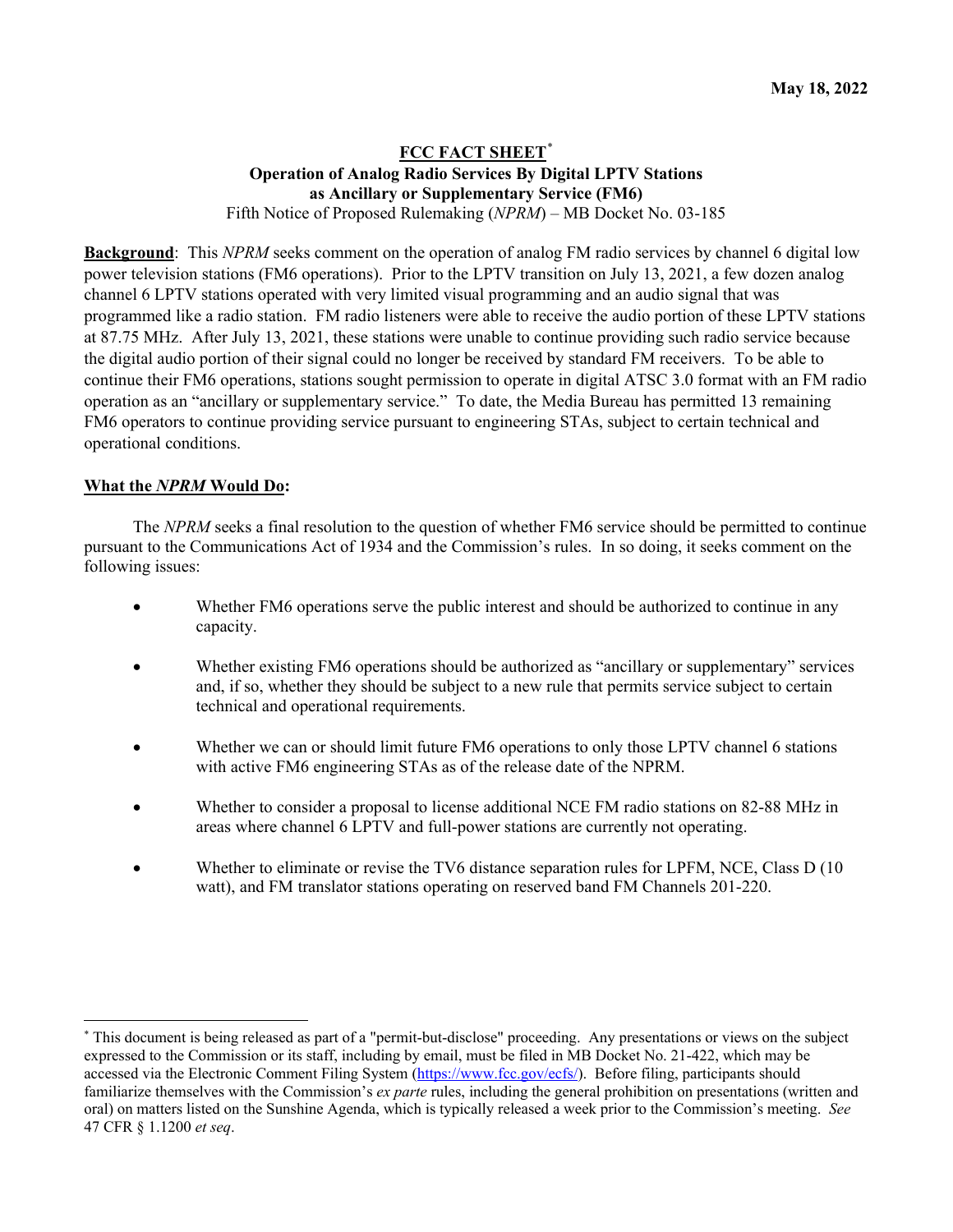**May 18, 2022**

**FCC FACT SHEET**[*]
**Operation of Analog Radio Services By Digital LPTV Stations as Ancillary or Supplementary Service (FM6)**
Fifth Notice of Proposed Rulemaking (*NPRM*) – MB Docket No. 03-185

**Background**: This *NPRM* seeks comment on the operation of analog FM radio services by channel 6 digital low power television stations (FM6 operations). Prior to the LPTV transition on July 13, 2021, a few dozen analog channel 6 LPTV stations operated with very limited visual programming and an audio signal that was programmed like a radio station. FM radio listeners were able to receive the audio portion of these LPTV stations at 87.75 MHz. After July 13, 2021, these stations were unable to continue providing such radio service because the digital audio portion of their signal could no longer be received by standard FM receivers. To be able to continue their FM6 operations, stations sought permission to operate in digital ATSC 3.0 format with an FM radio operation as an "ancillary or supplementary service." To date, the Media Bureau has permitted 13 remaining FM6 operators to continue providing service pursuant to engineering STAs, subject to certain technical and operational conditions.

**What the *NPRM* Would Do:**

The *NPRM* seeks a final resolution to the question of whether FM6 service should be permitted to continue pursuant to the Communications Act of 1934 and the Commission's rules. In so doing, it seeks comment on the following issues:

- Whether FM6 operations serve the public interest and should be authorized to continue in any capacity.
- Whether existing FM6 operations should be authorized as "ancillary or supplementary" services and, if so, whether they should be subject to a new rule that permits service subject to certain technical and operational requirements.
- Whether we can or should limit future FM6 operations to only those LPTV channel 6 stations with active FM6 engineering STAs as of the release date of the NPRM.
- Whether to consider a proposal to license additional NCE FM radio stations on 82-88 MHz in areas where channel 6 LPTV and full-power stations are currently not operating.
- Whether to eliminate or revise the TV6 distance separation rules for LPFM, NCE, Class D (10 watt), and FM translator stations operating on reserved band FM Channels 201-220.

[*] This document is being released as part of a "permit-but-disclose" proceeding. Any presentations or views on the subject expressed to the Commission or its staff, including by email, must be filed in MB Docket No. 21-422, which may be accessed via the Electronic Comment Filing System (https://www.fcc.gov/ecfs/). Before filing, participants should familiarize themselves with the Commission's *ex parte* rules, including the general prohibition on presentations (written and oral) on matters listed on the Sunshine Agenda, which is typically released a week prior to the Commission's meeting. *See* 47 CFR § 1.1200 *et seq*.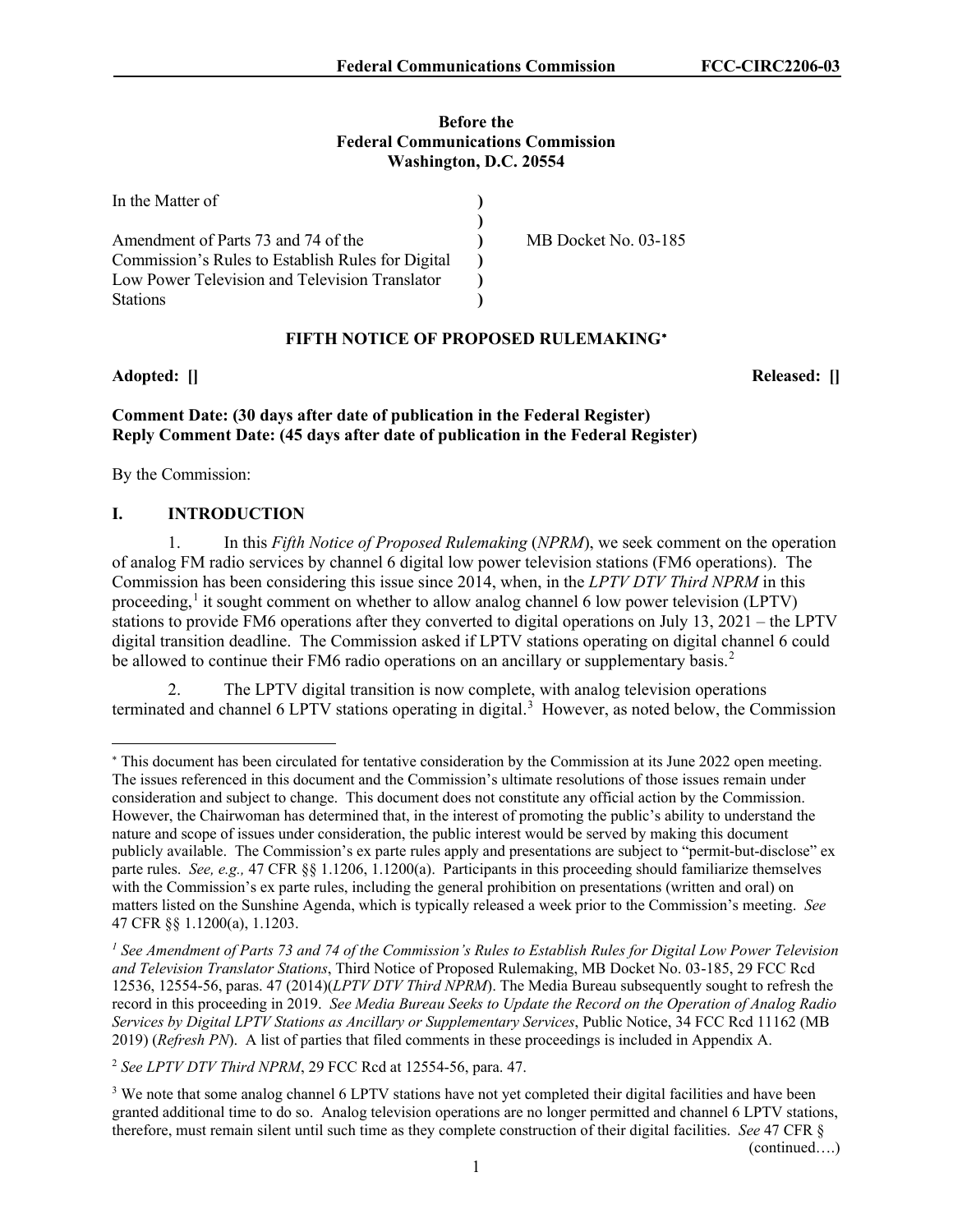**Before the**
**Federal Communications Commission**
**Washington, D.C. 20554**

| | | |
|---|---|---|
| In the Matter of | ) | |
| | ) | |
| Amendment of Parts 73 and 74 of the Commission's Rules to Establish Rules for Digital Low Power Television and Television Translator Stations | ) ) ) ) | MB Docket No. 03-185 |

**FIFTH NOTICE OF PROPOSED RULEMAKING***

**Adopted: []** **Released: []**

**Comment Date: (30 days after date of publication in the Federal Register)**
**Reply Comment Date: (45 days after date of publication in the Federal Register)**

By the Commission:

## I. INTRODUCTION

1. In this *Fifth Notice of Proposed Rulemaking* (*NPRM*), we seek comment on the operation of analog FM radio services by channel 6 digital low power television stations (FM6 operations). The Commission has been considering this issue since 2014, when, in the *LPTV DTV Third NPRM* in this proceeding,[1] it sought comment on whether to allow analog channel 6 low power television (LPTV) stations to provide FM6 operations after they converted to digital operations on July 13, 2021 – the LPTV digital transition deadline. The Commission asked if LPTV stations operating on digital channel 6 could be allowed to continue their FM6 radio operations on an ancillary or supplementary basis.[2]

2. The LPTV digital transition is now complete, with analog television operations terminated and channel 6 LPTV stations operating in digital.[3] However, as noted below, the Commission

---

* This document has been circulated for tentative consideration by the Commission at its June 2022 open meeting. The issues referenced in this document and the Commission's ultimate resolutions of those issues remain under consideration and subject to change. This document does not constitute any official action by the Commission. However, the Chairwoman has determined that, in the interest of promoting the public's ability to understand the nature and scope of issues under consideration, the public interest would be served by making this document publicly available. The Commission's ex parte rules apply and presentations are subject to "permit-but-disclose" ex parte rules. *See, e.g.,* 47 CFR §§ 1.1206, 1.1200(a). Participants in this proceeding should familiarize themselves with the Commission's ex parte rules, including the general prohibition on presentations (written and oral) on matters listed on the Sunshine Agenda, which is typically released a week prior to the Commission's meeting. *See* 47 CFR §§ 1.1200(a), 1.1203.

[1] *See Amendment of Parts 73 and 74 of the Commission's Rules to Establish Rules for Digital Low Power Television and Television Translator Stations*, Third Notice of Proposed Rulemaking, MB Docket No. 03-185, 29 FCC Rcd 12536, 12554-56, paras. 47 (2014)(*LPTV DTV Third NPRM*). The Media Bureau subsequently sought to refresh the record in this proceeding in 2019. *See Media Bureau Seeks to Update the Record on the Operation of Analog Radio Services by Digital LPTV Stations as Ancillary or Supplementary Services*, Public Notice, 34 FCC Rcd 11162 (MB 2019) (*Refresh PN*). A list of parties that filed comments in these proceedings is included in Appendix A.

[2] *See LPTV DTV Third NPRM*, 29 FCC Rcd at 12554-56, para. 47.

[3] We note that some analog channel 6 LPTV stations have not yet completed their digital facilities and have been granted additional time to do so. Analog television operations are no longer permitted and channel 6 LPTV stations, therefore, must remain silent until such time as they complete construction of their digital facilities. *See* 47 CFR §

(continued….)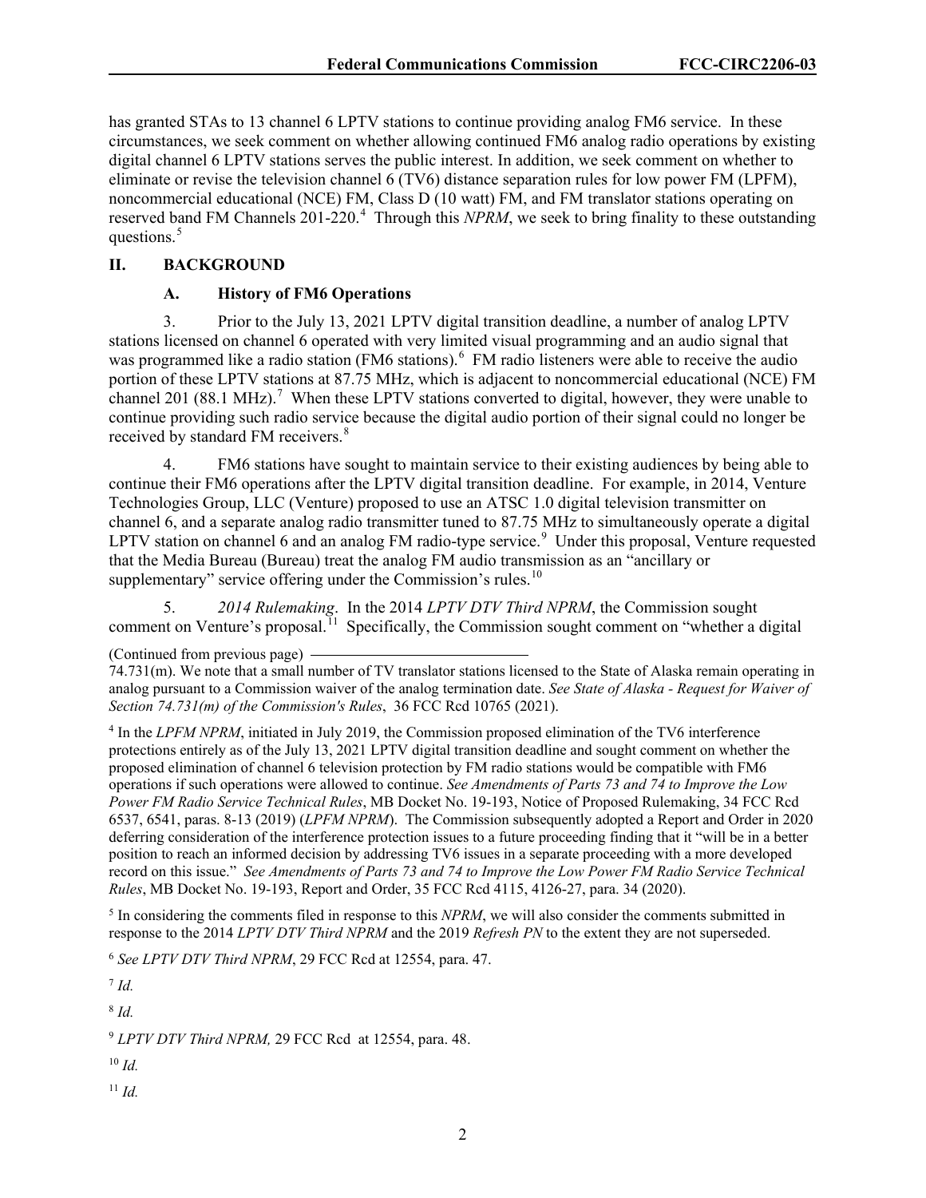has granted STAs to 13 channel 6 LPTV stations to continue providing analog FM6 service. In these circumstances, we seek comment on whether allowing continued FM6 analog radio operations by existing digital channel 6 LPTV stations serves the public interest. In addition, we seek comment on whether to eliminate or revise the television channel 6 (TV6) distance separation rules for low power FM (LPFM), noncommercial educational (NCE) FM, Class D (10 watt) FM, and FM translator stations operating on reserved band FM Channels 201-220.[4] Through this *NPRM*, we seek to bring finality to these outstanding questions.[5]

## II. BACKGROUND

### A. History of FM6 Operations

3. Prior to the July 13, 2021 LPTV digital transition deadline, a number of analog LPTV stations licensed on channel 6 operated with very limited visual programming and an audio signal that was programmed like a radio station (FM6 stations).[6] FM radio listeners were able to receive the audio portion of these LPTV stations at 87.75 MHz, which is adjacent to noncommercial educational (NCE) FM channel 201 (88.1 MHz).[7] When these LPTV stations converted to digital, however, they were unable to continue providing such radio service because the digital audio portion of their signal could no longer be received by standard FM receivers.[8]

4. FM6 stations have sought to maintain service to their existing audiences by being able to continue their FM6 operations after the LPTV digital transition deadline. For example, in 2014, Venture Technologies Group, LLC (Venture) proposed to use an ATSC 1.0 digital television transmitter on channel 6, and a separate analog radio transmitter tuned to 87.75 MHz to simultaneously operate a digital LPTV station on channel 6 and an analog FM radio-type service.[9] Under this proposal, Venture requested that the Media Bureau (Bureau) treat the analog FM audio transmission as an "ancillary or supplementary" service offering under the Commission's rules.[10]

5. *2014 Rulemaking*. In the 2014 *LPTV DTV Third NPRM*, the Commission sought comment on Venture's proposal.[11] Specifically, the Commission sought comment on "whether a digital

(Continued from previous page)

74.731(m). We note that a small number of TV translator stations licensed to the State of Alaska remain operating in analog pursuant to a Commission waiver of the analog termination date. *See State of Alaska - Request for Waiver of Section 74.731(m) of the Commission's Rules*, 36 FCC Rcd 10765 (2021).

[4] In the *LPFM NPRM*, initiated in July 2019, the Commission proposed elimination of the TV6 interference protections entirely as of the July 13, 2021 LPTV digital transition deadline and sought comment on whether the proposed elimination of channel 6 television protection by FM radio stations would be compatible with FM6 operations if such operations were allowed to continue. *See Amendments of Parts 73 and 74 to Improve the Low Power FM Radio Service Technical Rules*, MB Docket No. 19-193, Notice of Proposed Rulemaking, 34 FCC Rcd 6537, 6541, paras. 8-13 (2019) (*LPFM NPRM*). The Commission subsequently adopted a Report and Order in 2020 deferring consideration of the interference protection issues to a future proceeding finding that it "will be in a better position to reach an informed decision by addressing TV6 issues in a separate proceeding with a more developed record on this issue." *See Amendments of Parts 73 and 74 to Improve the Low Power FM Radio Service Technical Rules*, MB Docket No. 19-193, Report and Order, 35 FCC Rcd 4115, 4126-27, para. 34 (2020).

[5] In considering the comments filed in response to this *NPRM*, we will also consider the comments submitted in response to the 2014 *LPTV DTV Third NPRM* and the 2019 *Refresh PN* to the extent they are not superseded.

[6] *See LPTV DTV Third NPRM*, 29 FCC Rcd at 12554, para. 47.

[7] *Id.*

[8] *Id.*

[9] *LPTV DTV Third NPRM,* 29 FCC Rcd at 12554, para. 48.

[10] *Id.*

[11] *Id.*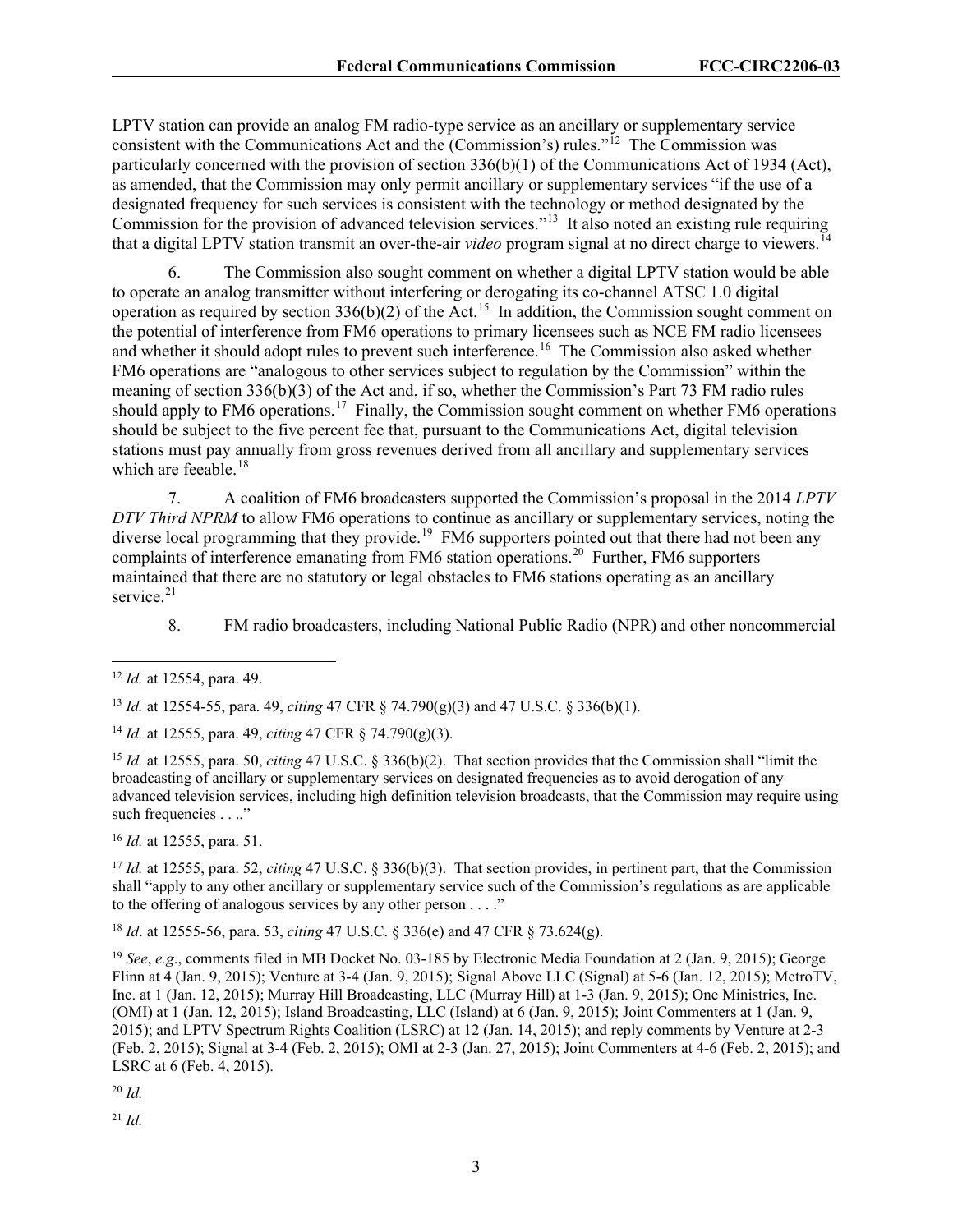LPTV station can provide an analog FM radio-type service as an ancillary or supplementary service consistent with the Communications Act and the (Commission's) rules."[12] The Commission was particularly concerned with the provision of section 336(b)(1) of the Communications Act of 1934 (Act), as amended, that the Commission may only permit ancillary or supplementary services "if the use of a designated frequency for such services is consistent with the technology or method designated by the Commission for the provision of advanced television services."[13] It also noted an existing rule requiring that a digital LPTV station transmit an over-the-air *video* program signal at no direct charge to viewers.[14]

6. The Commission also sought comment on whether a digital LPTV station would be able to operate an analog transmitter without interfering or derogating its co-channel ATSC 1.0 digital operation as required by section 336(b)(2) of the Act.[15] In addition, the Commission sought comment on the potential of interference from FM6 operations to primary licensees such as NCE FM radio licensees and whether it should adopt rules to prevent such interference.[16] The Commission also asked whether FM6 operations are "analogous to other services subject to regulation by the Commission" within the meaning of section 336(b)(3) of the Act and, if so, whether the Commission's Part 73 FM radio rules should apply to FM6 operations.[17] Finally, the Commission sought comment on whether FM6 operations should be subject to the five percent fee that, pursuant to the Communications Act, digital television stations must pay annually from gross revenues derived from all ancillary and supplementary services which are feeable.[18]

7. A coalition of FM6 broadcasters supported the Commission's proposal in the 2014 *LPTV DTV Third NPRM* to allow FM6 operations to continue as ancillary or supplementary services, noting the diverse local programming that they provide.[19] FM6 supporters pointed out that there had not been any complaints of interference emanating from FM6 station operations.[20] Further, FM6 supporters maintained that there are no statutory or legal obstacles to FM6 stations operating as an ancillary service.[21]

8. FM radio broadcasters, including National Public Radio (NPR) and other noncommercial

---

[12] *Id.* at 12554, para. 49.

[13] *Id.* at 12554-55, para. 49, *citing* 47 CFR § 74.790(g)(3) and 47 U.S.C. § 336(b)(1).

[14] *Id.* at 12555, para. 49, *citing* 47 CFR § 74.790(g)(3).

[15] *Id.* at 12555, para. 50, *citing* 47 U.S.C. § 336(b)(2). That section provides that the Commission shall "limit the broadcasting of ancillary or supplementary services on designated frequencies as to avoid derogation of any advanced television services, including high definition television broadcasts, that the Commission may require using such frequencies . . .."

[16] *Id.* at 12555, para. 51.

[17] *Id.* at 12555, para. 52, *citing* 47 U.S.C. § 336(b)(3). That section provides, in pertinent part, that the Commission shall "apply to any other ancillary or supplementary service such of the Commission's regulations as are applicable to the offering of analogous services by any other person . . . ."

[18] *Id*. at 12555-56, para. 53, *citing* 47 U.S.C. § 336(e) and 47 CFR § 73.624(g).

[19] *See*, *e.g*., comments filed in MB Docket No. 03-185 by Electronic Media Foundation at 2 (Jan. 9, 2015); George Flinn at 4 (Jan. 9, 2015); Venture at 3-4 (Jan. 9, 2015); Signal Above LLC (Signal) at 5-6 (Jan. 12, 2015); MetroTV, Inc. at 1 (Jan. 12, 2015); Murray Hill Broadcasting, LLC (Murray Hill) at 1-3 (Jan. 9, 2015); One Ministries, Inc. (OMI) at 1 (Jan. 12, 2015); Island Broadcasting, LLC (Island) at 6 (Jan. 9, 2015); Joint Commenters at 1 (Jan. 9, 2015); and LPTV Spectrum Rights Coalition (LSRC) at 12 (Jan. 14, 2015); and reply comments by Venture at 2-3 (Feb. 2, 2015); Signal at 3-4 (Feb. 2, 2015); OMI at 2-3 (Jan. 27, 2015); Joint Commenters at 4-6 (Feb. 2, 2015); and LSRC at 6 (Feb. 4, 2015).

[20] *Id.*

[21] *Id.*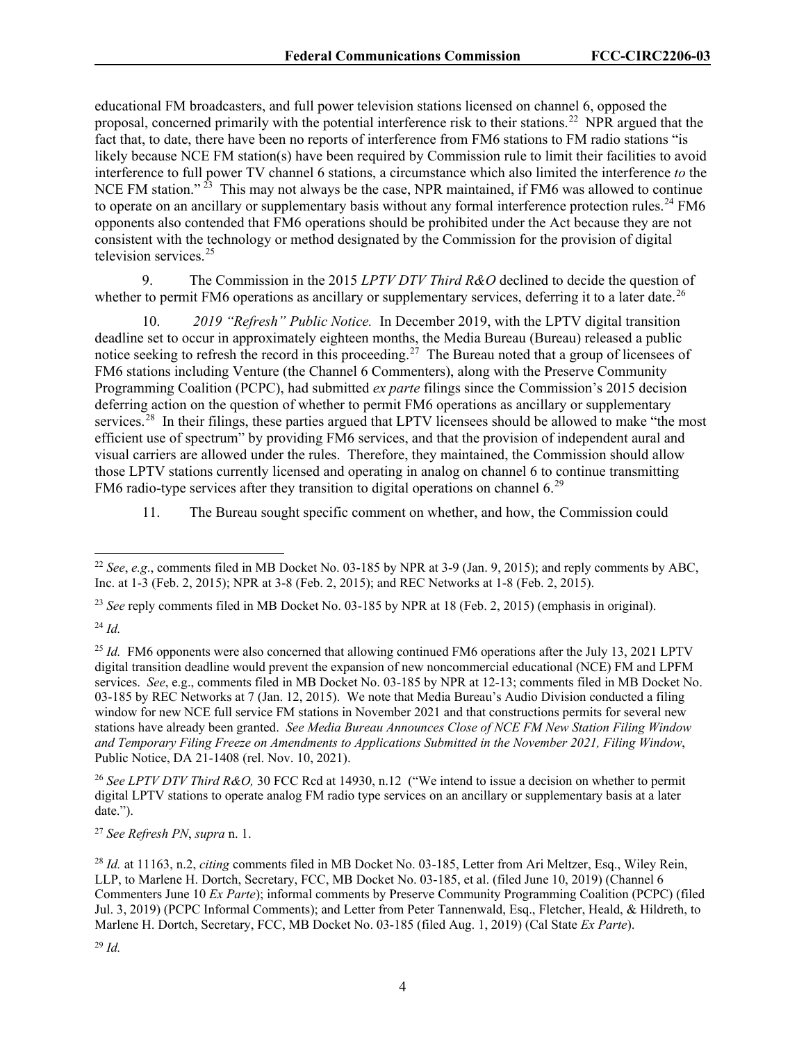educational FM broadcasters, and full power television stations licensed on channel 6, opposed the proposal, concerned primarily with the potential interference risk to their stations.[22] NPR argued that the fact that, to date, there have been no reports of interference from FM6 stations to FM radio stations "is likely because NCE FM station(s) have been required by Commission rule to limit their facilities to avoid interference to full power TV channel 6 stations, a circumstance which also limited the interference *to* the NCE FM station."[23] This may not always be the case, NPR maintained, if FM6 was allowed to continue to operate on an ancillary or supplementary basis without any formal interference protection rules.[24] FM6 opponents also contended that FM6 operations should be prohibited under the Act because they are not consistent with the technology or method designated by the Commission for the provision of digital television services.[25]

9. The Commission in the 2015 *LPTV DTV Third R&O* declined to decide the question of whether to permit FM6 operations as ancillary or supplementary services, deferring it to a later date.[26]

10. *2019 "Refresh" Public Notice.* In December 2019, with the LPTV digital transition deadline set to occur in approximately eighteen months, the Media Bureau (Bureau) released a public notice seeking to refresh the record in this proceeding.[27] The Bureau noted that a group of licensees of FM6 stations including Venture (the Channel 6 Commenters), along with the Preserve Community Programming Coalition (PCPC), had submitted *ex parte* filings since the Commission's 2015 decision deferring action on the question of whether to permit FM6 operations as ancillary or supplementary services.[28] In their filings, these parties argued that LPTV licensees should be allowed to make "the most efficient use of spectrum" by providing FM6 services, and that the provision of independent aural and visual carriers are allowed under the rules. Therefore, they maintained, the Commission should allow those LPTV stations currently licensed and operating in analog on channel 6 to continue transmitting FM6 radio-type services after they transition to digital operations on channel 6.[29]

11. The Bureau sought specific comment on whether, and how, the Commission could

---

[22] *See*, *e.g*., comments filed in MB Docket No. 03-185 by NPR at 3-9 (Jan. 9, 2015); and reply comments by ABC, Inc. at 1-3 (Feb. 2, 2015); NPR at 3-8 (Feb. 2, 2015); and REC Networks at 1-8 (Feb. 2, 2015).

[23] *See* reply comments filed in MB Docket No. 03-185 by NPR at 18 (Feb. 2, 2015) (emphasis in original).

[24] *Id.*

[25] *Id.* FM6 opponents were also concerned that allowing continued FM6 operations after the July 13, 2021 LPTV digital transition deadline would prevent the expansion of new noncommercial educational (NCE) FM and LPFM services. *See*, e.g., comments filed in MB Docket No. 03-185 by NPR at 12-13; comments filed in MB Docket No. 03-185 by REC Networks at 7 (Jan. 12, 2015). We note that Media Bureau's Audio Division conducted a filing window for new NCE full service FM stations in November 2021 and that constructions permits for several new stations have already been granted. *See Media Bureau Announces Close of NCE FM New Station Filing Window and Temporary Filing Freeze on Amendments to Applications Submitted in the November 2021, Filing Window*, Public Notice, DA 21-1408 (rel. Nov. 10, 2021).

[26] *See LPTV DTV Third R&O,* 30 FCC Rcd at 14930, n.12 ("We intend to issue a decision on whether to permit digital LPTV stations to operate analog FM radio type services on an ancillary or supplementary basis at a later date.").

[27] *See Refresh PN*, *supra* n. 1.

[28] *Id.* at 11163, n.2, *citing* comments filed in MB Docket No. 03-185, Letter from Ari Meltzer, Esq., Wiley Rein, LLP, to Marlene H. Dortch, Secretary, FCC, MB Docket No. 03-185, et al. (filed June 10, 2019) (Channel 6 Commenters June 10 *Ex Parte*); informal comments by Preserve Community Programming Coalition (PCPC) (filed Jul. 3, 2019) (PCPC Informal Comments); and Letter from Peter Tannenwald, Esq., Fletcher, Heald, & Hildreth, to Marlene H. Dortch, Secretary, FCC, MB Docket No. 03-185 (filed Aug. 1, 2019) (Cal State *Ex Parte*).

[29] *Id.*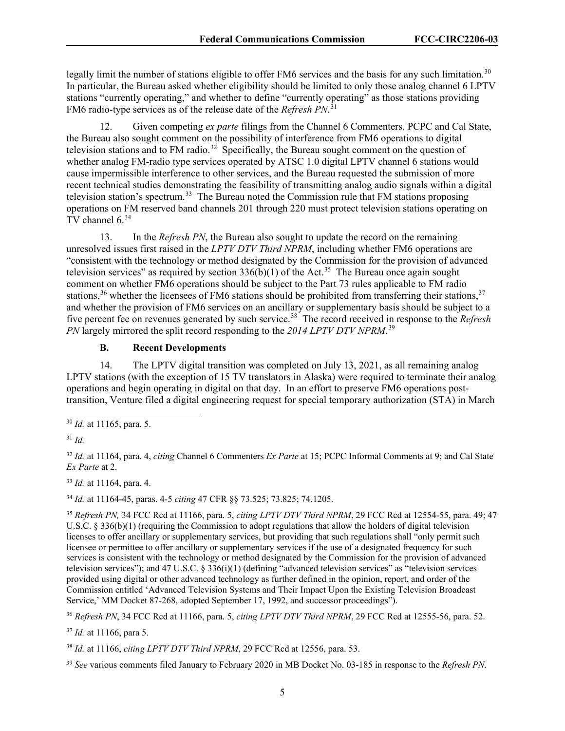legally limit the number of stations eligible to offer FM6 services and the basis for any such limitation.[30] In particular, the Bureau asked whether eligibility should be limited to only those analog channel 6 LPTV stations "currently operating," and whether to define "currently operating" as those stations providing FM6 radio-type services as of the release date of the *Refresh PN*.[31]

12. Given competing *ex parte* filings from the Channel 6 Commenters, PCPC and Cal State, the Bureau also sought comment on the possibility of interference from FM6 operations to digital television stations and to FM radio.[32] Specifically, the Bureau sought comment on the question of whether analog FM-radio type services operated by ATSC 1.0 digital LPTV channel 6 stations would cause impermissible interference to other services, and the Bureau requested the submission of more recent technical studies demonstrating the feasibility of transmitting analog audio signals within a digital television station's spectrum.[33] The Bureau noted the Commission rule that FM stations proposing operations on FM reserved band channels 201 through 220 must protect television stations operating on TV channel 6.[34]

13. In the *Refresh PN*, the Bureau also sought to update the record on the remaining unresolved issues first raised in the *LPTV DTV Third NPRM*, including whether FM6 operations are "consistent with the technology or method designated by the Commission for the provision of advanced television services" as required by section 336(b)(1) of the Act.[35] The Bureau once again sought comment on whether FM6 operations should be subject to the Part 73 rules applicable to FM radio stations,[36] whether the licensees of FM6 stations should be prohibited from transferring their stations,[37] and whether the provision of FM6 services on an ancillary or supplementary basis should be subject to a five percent fee on revenues generated by such service.[38] The record received in response to the *Refresh PN* largely mirrored the split record responding to the *2014 LPTV DTV NPRM*.[39]

### B. Recent Developments

14. The LPTV digital transition was completed on July 13, 2021, as all remaining analog LPTV stations (with the exception of 15 TV translators in Alaska) were required to terminate their analog operations and begin operating in digital on that day. In an effort to preserve FM6 operations post-transition, Venture filed a digital engineering request for special temporary authorization (STA) in March

---

[30] *Id.* at 11165, para. 5.

[31] *Id.*

[32] *Id.* at 11164, para. 4, *citing* Channel 6 Commenters *Ex Parte* at 15; PCPC Informal Comments at 9; and Cal State *Ex Parte* at 2.

[33] *Id.* at 11164, para. 4.

[34] *Id.* at 11164-45, paras. 4-5 *citing* 47 CFR §§ 73.525; 73.825; 74.1205.

[35] *Refresh PN,* 34 FCC Rcd at 11166, para. 5, *citing LPTV DTV Third NPRM*, 29 FCC Rcd at 12554-55, para. 49; 47 U.S.C. § 336(b)(1) (requiring the Commission to adopt regulations that allow the holders of digital television licenses to offer ancillary or supplementary services, but providing that such regulations shall "only permit such licensee or permittee to offer ancillary or supplementary services if the use of a designated frequency for such services is consistent with the technology or method designated by the Commission for the provision of advanced television services"); and 47 U.S.C. § 336(i)(1) (defining "advanced television services" as "television services provided using digital or other advanced technology as further defined in the opinion, report, and order of the Commission entitled 'Advanced Television Systems and Their Impact Upon the Existing Television Broadcast Service,' MM Docket 87-268, adopted September 17, 1992, and successor proceedings").

[36] *Refresh PN*, 34 FCC Rcd at 11166, para. 5, *citing LPTV DTV Third NPRM*, 29 FCC Rcd at 12555-56, para. 52.

[37] *Id.* at 11166, para 5.

[38] *Id.* at 11166, *citing LPTV DTV Third NPRM*, 29 FCC Rcd at 12556, para. 53.

[39] *See* various comments filed January to February 2020 in MB Docket No. 03-185 in response to the *Refresh PN*.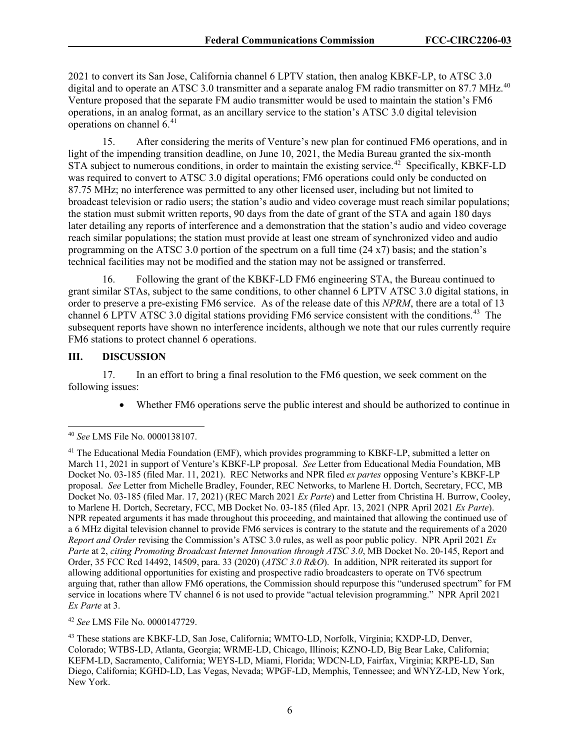2021 to convert its San Jose, California channel 6 LPTV station, then analog KBKF-LP, to ATSC 3.0 digital and to operate an ATSC 3.0 transmitter and a separate analog FM radio transmitter on 87.7 MHz.[40] Venture proposed that the separate FM audio transmitter would be used to maintain the station's FM6 operations, in an analog format, as an ancillary service to the station's ATSC 3.0 digital television operations on channel 6.[41]

15. After considering the merits of Venture's new plan for continued FM6 operations, and in light of the impending transition deadline, on June 10, 2021, the Media Bureau granted the six-month STA subject to numerous conditions, in order to maintain the existing service.[42] Specifically, KBKF-LD was required to convert to ATSC 3.0 digital operations; FM6 operations could only be conducted on 87.75 MHz; no interference was permitted to any other licensed user, including but not limited to broadcast television or radio users; the station's audio and video coverage must reach similar populations; the station must submit written reports, 90 days from the date of grant of the STA and again 180 days later detailing any reports of interference and a demonstration that the station's audio and video coverage reach similar populations; the station must provide at least one stream of synchronized video and audio programming on the ATSC 3.0 portion of the spectrum on a full time (24 x7) basis; and the station's technical facilities may not be modified and the station may not be assigned or transferred.

16. Following the grant of the KBKF-LD FM6 engineering STA, the Bureau continued to grant similar STAs, subject to the same conditions, to other channel 6 LPTV ATSC 3.0 digital stations, in order to preserve a pre-existing FM6 service. As of the release date of this *NPRM*, there are a total of 13 channel 6 LPTV ATSC 3.0 digital stations providing FM6 service consistent with the conditions.[43] The subsequent reports have shown no interference incidents, although we note that our rules currently require FM6 stations to protect channel 6 operations.

## III. DISCUSSION

17. In an effort to bring a final resolution to the FM6 question, we seek comment on the following issues:

- Whether FM6 operations serve the public interest and should be authorized to continue in

---

[40] *See* LMS File No. 0000138107.

[41] The Educational Media Foundation (EMF), which provides programming to KBKF-LP, submitted a letter on March 11, 2021 in support of Venture's KBKF-LP proposal. *See* Letter from Educational Media Foundation, MB Docket No. 03-185 (filed Mar. 11, 2021). REC Networks and NPR filed *ex partes* opposing Venture's KBKF-LP proposal. *See* Letter from Michelle Bradley, Founder, REC Networks, to Marlene H. Dortch, Secretary, FCC, MB Docket No. 03-185 (filed Mar. 17, 2021) (REC March 2021 *Ex Parte*) and Letter from Christina H. Burrow, Cooley, to Marlene H. Dortch, Secretary, FCC, MB Docket No. 03-185 (filed Apr. 13, 2021 (NPR April 2021 *Ex Parte*). NPR repeated arguments it has made throughout this proceeding, and maintained that allowing the continued use of a 6 MHz digital television channel to provide FM6 services is contrary to the statute and the requirements of a 2020 *Report and Order* revising the Commission's ATSC 3.0 rules, as well as poor public policy. NPR April 2021 *Ex Parte* at 2, *citing Promoting Broadcast Internet Innovation through ATSC 3.0*, MB Docket No. 20-145, Report and Order, 35 FCC Rcd 14492, 14509, para. 33 (2020) (*ATSC 3.0 R&O*). In addition, NPR reiterated its support for allowing additional opportunities for existing and prospective radio broadcasters to operate on TV6 spectrum arguing that, rather than allow FM6 operations, the Commission should repurpose this "underused spectrum" for FM service in locations where TV channel 6 is not used to provide "actual television programming." NPR April 2021 *Ex Parte* at 3.

[42] *See* LMS File No. 0000147729.

[43] These stations are KBKF-LD, San Jose, California; WMTO-LD, Norfolk, Virginia; KXDP-LD, Denver, Colorado; WTBS-LD, Atlanta, Georgia; WRME-LD, Chicago, Illinois; KZNO-LD, Big Bear Lake, California; KEFM-LD, Sacramento, California; WEYS-LD, Miami, Florida; WDCN-LD, Fairfax, Virginia; KRPE-LD, San Diego, California; KGHD-LD, Las Vegas, Nevada; WPGF-LD, Memphis, Tennessee; and WNYZ-LD, New York, New York.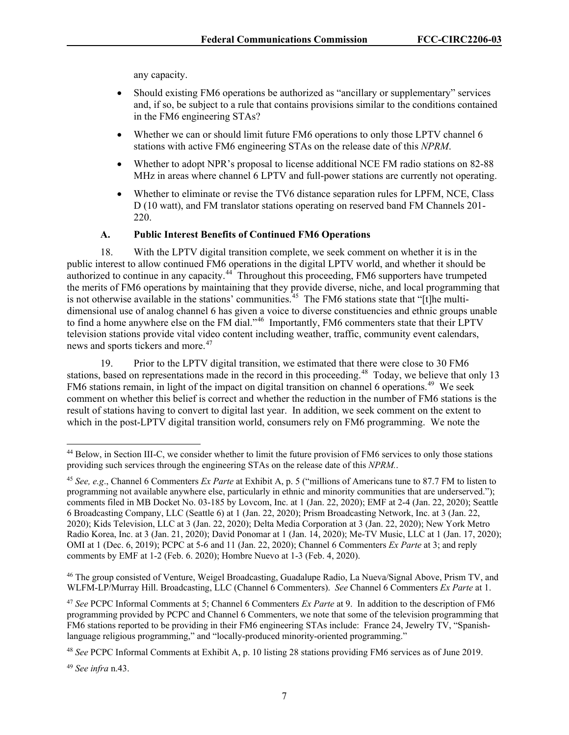any capacity.

- Should existing FM6 operations be authorized as "ancillary or supplementary" services and, if so, be subject to a rule that contains provisions similar to the conditions contained in the FM6 engineering STAs?
- Whether we can or should limit future FM6 operations to only those LPTV channel 6 stations with active FM6 engineering STAs on the release date of this *NPRM*.
- Whether to adopt NPR's proposal to license additional NCE FM radio stations on 82-88 MHz in areas where channel 6 LPTV and full-power stations are currently not operating.
- Whether to eliminate or revise the TV6 distance separation rules for LPFM, NCE, Class D (10 watt), and FM translator stations operating on reserved band FM Channels 201-220.

### A. Public Interest Benefits of Continued FM6 Operations

18. With the LPTV digital transition complete, we seek comment on whether it is in the public interest to allow continued FM6 operations in the digital LPTV world, and whether it should be authorized to continue in any capacity.[44] Throughout this proceeding, FM6 supporters have trumpeted the merits of FM6 operations by maintaining that they provide diverse, niche, and local programming that is not otherwise available in the stations' communities.[45] The FM6 stations state that "[t]he multi-dimensional use of analog channel 6 has given a voice to diverse constituencies and ethnic groups unable to find a home anywhere else on the FM dial."[46] Importantly, FM6 commenters state that their LPTV television stations provide vital video content including weather, traffic, community event calendars, news and sports tickers and more.[47]

19. Prior to the LPTV digital transition, we estimated that there were close to 30 FM6 stations, based on representations made in the record in this proceeding.[48] Today, we believe that only 13 FM6 stations remain, in light of the impact on digital transition on channel 6 operations.[49] We seek comment on whether this belief is correct and whether the reduction in the number of FM6 stations is the result of stations having to convert to digital last year. In addition, we seek comment on the extent to which in the post-LPTV digital transition world, consumers rely on FM6 programming. We note the

---

[44] Below, in Section III-C, we consider whether to limit the future provision of FM6 services to only those stations providing such services through the engineering STAs on the release date of this *NPRM.*.

[45] *See, e.g*., Channel 6 Commenters *Ex Parte* at Exhibit A, p. 5 ("millions of Americans tune to 87.7 FM to listen to programming not available anywhere else, particularly in ethnic and minority communities that are underserved."); comments filed in MB Docket No. 03-185 by Lovcom, Inc. at 1 (Jan. 22, 2020); EMF at 2-4 (Jan. 22, 2020); Seattle 6 Broadcasting Company, LLC (Seattle 6) at 1 (Jan. 22, 2020); Prism Broadcasting Network, Inc. at 3 (Jan. 22, 2020); Kids Television, LLC at 3 (Jan. 22, 2020); Delta Media Corporation at 3 (Jan. 22, 2020); New York Metro Radio Korea, Inc. at 3 (Jan. 21, 2020); David Ponomar at 1 (Jan. 14, 2020); Me-TV Music, LLC at 1 (Jan. 17, 2020); OMI at 1 (Dec. 6, 2019); PCPC at 5-6 and 11 (Jan. 22, 2020); Channel 6 Commenters *Ex Parte* at 3; and reply comments by EMF at 1-2 (Feb. 6. 2020); Hombre Nuevo at 1-3 (Feb. 4, 2020).

[46] The group consisted of Venture, Weigel Broadcasting, Guadalupe Radio, La Nueva/Signal Above, Prism TV, and WLFM-LP/Murray Hill. Broadcasting, LLC (Channel 6 Commenters). *See* Channel 6 Commenters *Ex Parte* at 1.

[47] *See* PCPC Informal Comments at 5; Channel 6 Commenters *Ex Parte* at 9. In addition to the description of FM6 programming provided by PCPC and Channel 6 Commenters, we note that some of the television programming that FM6 stations reported to be providing in their FM6 engineering STAs include: France 24, Jewelry TV, "Spanish-language religious programming," and "locally-produced minority-oriented programming."

[48] *See* PCPC Informal Comments at Exhibit A, p. 10 listing 28 stations providing FM6 services as of June 2019.

[49] *See infra* n.43.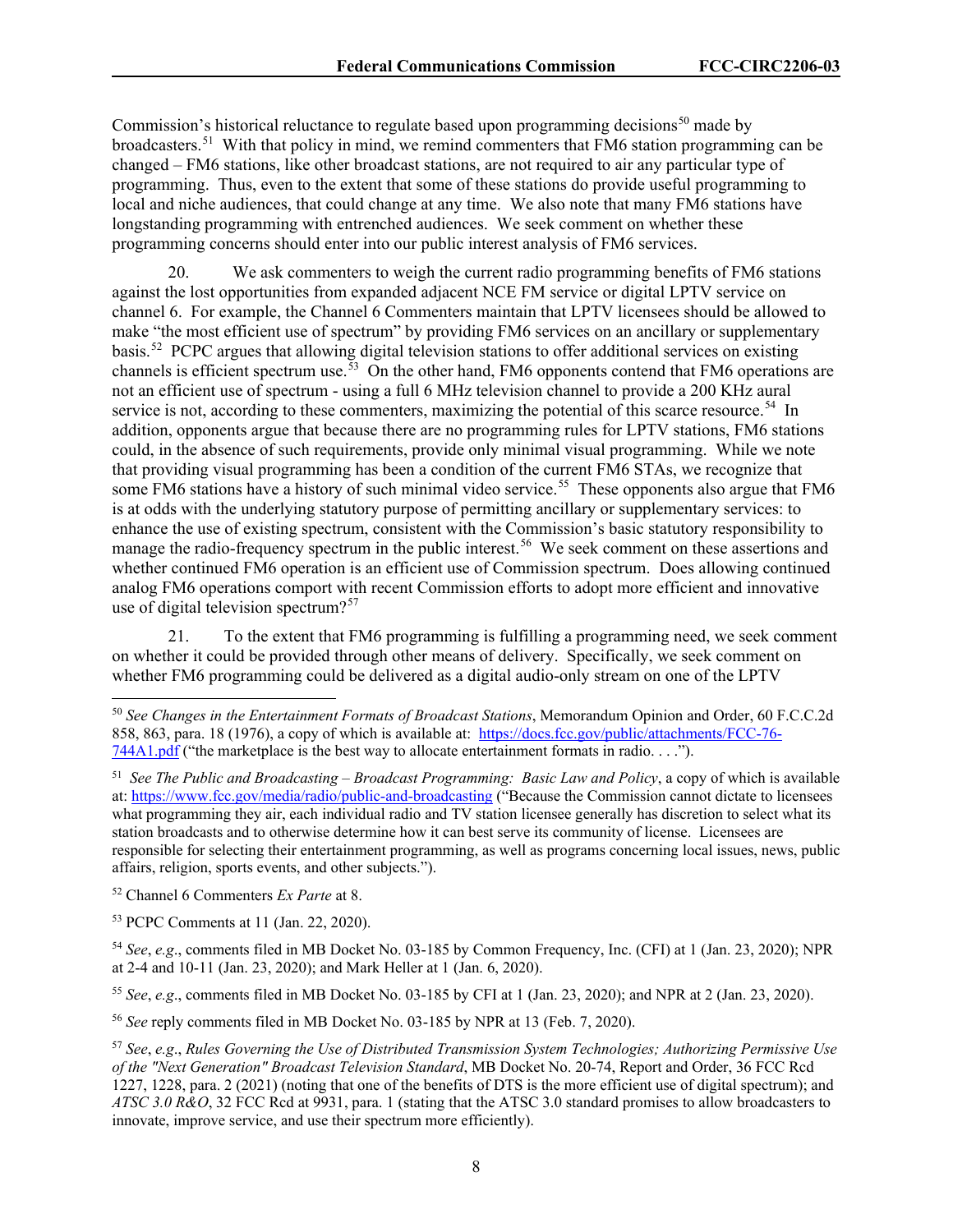Commission's historical reluctance to regulate based upon programming decisions[50] made by broadcasters.[51] With that policy in mind, we remind commenters that FM6 station programming can be changed – FM6 stations, like other broadcast stations, are not required to air any particular type of programming. Thus, even to the extent that some of these stations do provide useful programming to local and niche audiences, that could change at any time. We also note that many FM6 stations have longstanding programming with entrenched audiences. We seek comment on whether these programming concerns should enter into our public interest analysis of FM6 services.

20. We ask commenters to weigh the current radio programming benefits of FM6 stations against the lost opportunities from expanded adjacent NCE FM service or digital LPTV service on channel 6. For example, the Channel 6 Commenters maintain that LPTV licensees should be allowed to make "the most efficient use of spectrum" by providing FM6 services on an ancillary or supplementary basis.[52] PCPC argues that allowing digital television stations to offer additional services on existing channels is efficient spectrum use.[53] On the other hand, FM6 opponents contend that FM6 operations are not an efficient use of spectrum - using a full 6 MHz television channel to provide a 200 KHz aural service is not, according to these commenters, maximizing the potential of this scarce resource.[54] In addition, opponents argue that because there are no programming rules for LPTV stations, FM6 stations could, in the absence of such requirements, provide only minimal visual programming. While we note that providing visual programming has been a condition of the current FM6 STAs, we recognize that some FM6 stations have a history of such minimal video service.[55] These opponents also argue that FM6 is at odds with the underlying statutory purpose of permitting ancillary or supplementary services: to enhance the use of existing spectrum, consistent with the Commission's basic statutory responsibility to manage the radio-frequency spectrum in the public interest.[56] We seek comment on these assertions and whether continued FM6 operation is an efficient use of Commission spectrum. Does allowing continued analog FM6 operations comport with recent Commission efforts to adopt more efficient and innovative use of digital television spectrum?[57]

21. To the extent that FM6 programming is fulfilling a programming need, we seek comment on whether it could be provided through other means of delivery. Specifically, we seek comment on whether FM6 programming could be delivered as a digital audio-only stream on one of the LPTV

---

[50] *See Changes in the Entertainment Formats of Broadcast Stations*, Memorandum Opinion and Order, 60 F.C.C.2d 858, 863, para. 18 (1976), a copy of which is available at: https://docs.fcc.gov/public/attachments/FCC-76-744A1.pdf ("the marketplace is the best way to allocate entertainment formats in radio. . . .").

[51] *See The Public and Broadcasting – Broadcast Programming: Basic Law and Policy*, a copy of which is available at: https://www.fcc.gov/media/radio/public-and-broadcasting ("Because the Commission cannot dictate to licensees what programming they air, each individual radio and TV station licensee generally has discretion to select what its station broadcasts and to otherwise determine how it can best serve its community of license. Licensees are responsible for selecting their entertainment programming, as well as programs concerning local issues, news, public affairs, religion, sports events, and other subjects.").

[52] Channel 6 Commenters *Ex Parte* at 8.

[53] PCPC Comments at 11 (Jan. 22, 2020).

[54] *See*, *e.g.*, comments filed in MB Docket No. 03-185 by Common Frequency, Inc. (CFI) at 1 (Jan. 23, 2020); NPR at 2-4 and 10-11 (Jan. 23, 2020); and Mark Heller at 1 (Jan. 6, 2020).

[55] *See*, *e.g.*, comments filed in MB Docket No. 03-185 by CFI at 1 (Jan. 23, 2020); and NPR at 2 (Jan. 23, 2020).

[56] *See* reply comments filed in MB Docket No. 03-185 by NPR at 13 (Feb. 7, 2020).

[57] *See*, *e.g.*, *Rules Governing the Use of Distributed Transmission System Technologies; Authorizing Permissive Use of the "Next Generation" Broadcast Television Standard*, MB Docket No. 20-74, Report and Order, 36 FCC Rcd 1227, 1228, para. 2 (2021) (noting that one of the benefits of DTS is the more efficient use of digital spectrum); and *ATSC 3.0 R&O*, 32 FCC Rcd at 9931, para. 1 (stating that the ATSC 3.0 standard promises to allow broadcasters to innovate, improve service, and use their spectrum more efficiently).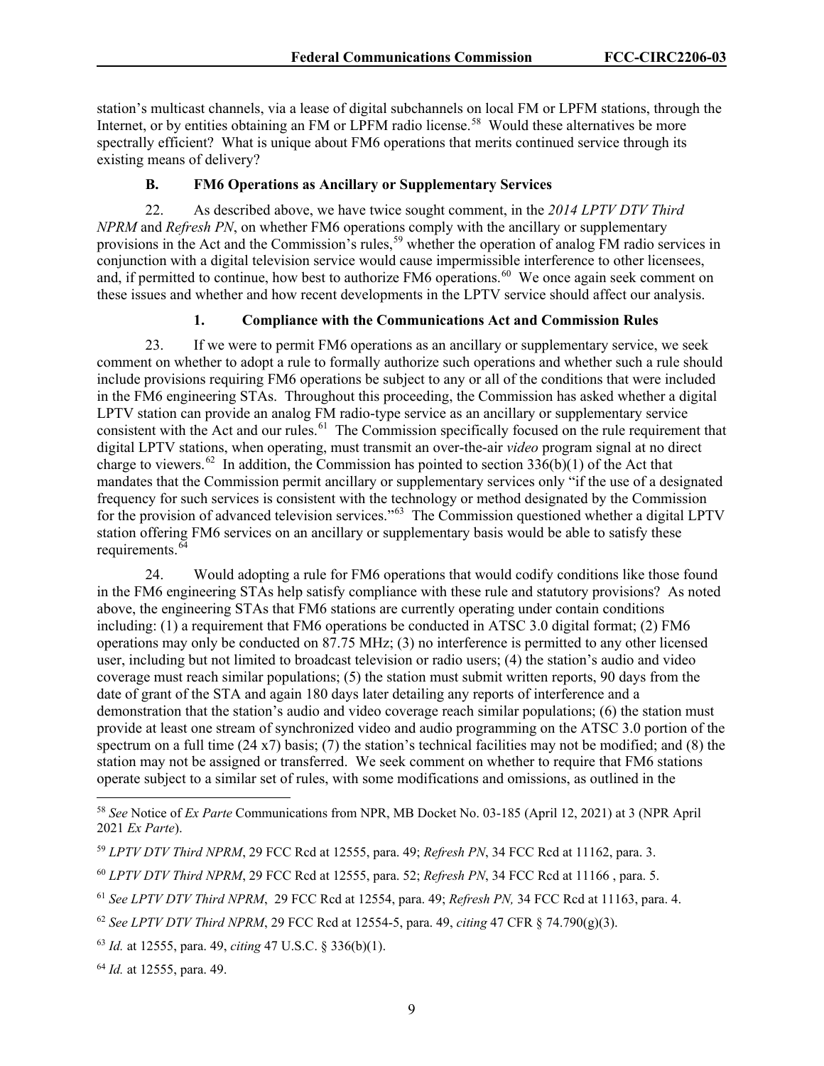station's multicast channels, via a lease of digital subchannels on local FM or LPFM stations, through the Internet, or by entities obtaining an FM or LPFM radio license.[58] Would these alternatives be more spectrally efficient? What is unique about FM6 operations that merits continued service through its existing means of delivery?

### B. FM6 Operations as Ancillary or Supplementary Services

22. As described above, we have twice sought comment, in the *2014 LPTV DTV Third NPRM* and *Refresh PN*, on whether FM6 operations comply with the ancillary or supplementary provisions in the Act and the Commission's rules,[59] whether the operation of analog FM radio services in conjunction with a digital television service would cause impermissible interference to other licensees, and, if permitted to continue, how best to authorize FM6 operations.[60] We once again seek comment on these issues and whether and how recent developments in the LPTV service should affect our analysis.

#### 1. Compliance with the Communications Act and Commission Rules

23. If we were to permit FM6 operations as an ancillary or supplementary service, we seek comment on whether to adopt a rule to formally authorize such operations and whether such a rule should include provisions requiring FM6 operations be subject to any or all of the conditions that were included in the FM6 engineering STAs. Throughout this proceeding, the Commission has asked whether a digital LPTV station can provide an analog FM radio-type service as an ancillary or supplementary service consistent with the Act and our rules.[61] The Commission specifically focused on the rule requirement that digital LPTV stations, when operating, must transmit an over-the-air *video* program signal at no direct charge to viewers.[62] In addition, the Commission has pointed to section 336(b)(1) of the Act that mandates that the Commission permit ancillary or supplementary services only "if the use of a designated frequency for such services is consistent with the technology or method designated by the Commission for the provision of advanced television services."[63] The Commission questioned whether a digital LPTV station offering FM6 services on an ancillary or supplementary basis would be able to satisfy these requirements.[64]

24. Would adopting a rule for FM6 operations that would codify conditions like those found in the FM6 engineering STAs help satisfy compliance with these rule and statutory provisions? As noted above, the engineering STAs that FM6 stations are currently operating under contain conditions including: (1) a requirement that FM6 operations be conducted in ATSC 3.0 digital format; (2) FM6 operations may only be conducted on 87.75 MHz; (3) no interference is permitted to any other licensed user, including but not limited to broadcast television or radio users; (4) the station's audio and video coverage must reach similar populations; (5) the station must submit written reports, 90 days from the date of grant of the STA and again 180 days later detailing any reports of interference and a demonstration that the station's audio and video coverage reach similar populations; (6) the station must provide at least one stream of synchronized video and audio programming on the ATSC 3.0 portion of the spectrum on a full time (24 x7) basis; (7) the station's technical facilities may not be modified; and (8) the station may not be assigned or transferred. We seek comment on whether to require that FM6 stations operate subject to a similar set of rules, with some modifications and omissions, as outlined in the

---

[58] *See* Notice of *Ex Parte* Communications from NPR, MB Docket No. 03-185 (April 12, 2021) at 3 (NPR April 2021 *Ex Parte*).

[59] *LPTV DTV Third NPRM*, 29 FCC Rcd at 12555, para. 49; *Refresh PN*, 34 FCC Rcd at 11162, para. 3.

[60] *LPTV DTV Third NPRM*, 29 FCC Rcd at 12555, para. 52; *Refresh PN*, 34 FCC Rcd at 11166 , para. 5.

[61] *See LPTV DTV Third NPRM*, 29 FCC Rcd at 12554, para. 49; *Refresh PN,* 34 FCC Rcd at 11163, para. 4.

[62] *See LPTV DTV Third NPRM*, 29 FCC Rcd at 12554-5, para. 49, *citing* 47 CFR § 74.790(g)(3).

[63] *Id.* at 12555, para. 49, *citing* 47 U.S.C. § 336(b)(1).

[64] *Id.* at 12555, para. 49.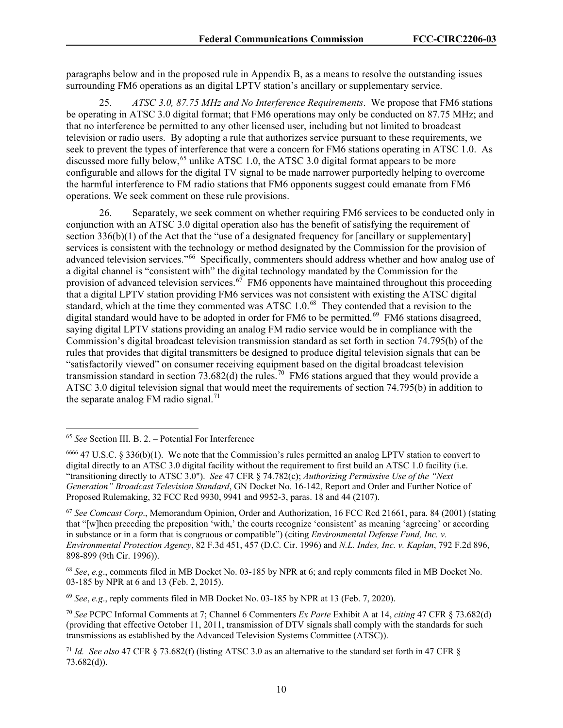paragraphs below and in the proposed rule in Appendix B, as a means to resolve the outstanding issues surrounding FM6 operations as an digital LPTV station's ancillary or supplementary service.

25. *ATSC 3.0, 87.75 MHz and No Interference Requirements*. We propose that FM6 stations be operating in ATSC 3.0 digital format; that FM6 operations may only be conducted on 87.75 MHz; and that no interference be permitted to any other licensed user, including but not limited to broadcast television or radio users. By adopting a rule that authorizes service pursuant to these requirements, we seek to prevent the types of interference that were a concern for FM6 stations operating in ATSC 1.0. As discussed more fully below,[65] unlike ATSC 1.0, the ATSC 3.0 digital format appears to be more configurable and allows for the digital TV signal to be made narrower purportedly helping to overcome the harmful interference to FM radio stations that FM6 opponents suggest could emanate from FM6 operations. We seek comment on these rule provisions.

26. Separately, we seek comment on whether requiring FM6 services to be conducted only in conjunction with an ATSC 3.0 digital operation also has the benefit of satisfying the requirement of section 336(b)(1) of the Act that the "use of a designated frequency for [ancillary or supplementary] services is consistent with the technology or method designated by the Commission for the provision of advanced television services."[66] Specifically, commenters should address whether and how analog use of a digital channel is "consistent with" the digital technology mandated by the Commission for the provision of advanced television services.[67] FM6 opponents have maintained throughout this proceeding that a digital LPTV station providing FM6 services was not consistent with existing the ATSC digital standard, which at the time they commented was ATSC 1.0.[68] They contended that a revision to the digital standard would have to be adopted in order for FM6 to be permitted.[69] FM6 stations disagreed, saying digital LPTV stations providing an analog FM radio service would be in compliance with the Commission's digital broadcast television transmission standard as set forth in section 74.795(b) of the rules that provides that digital transmitters be designed to produce digital television signals that can be "satisfactorily viewed" on consumer receiving equipment based on the digital broadcast television transmission standard in section 73.682(d) the rules.[70] FM6 stations argued that they would provide a ATSC 3.0 digital television signal that would meet the requirements of section 74.795(b) in addition to the separate analog FM radio signal.[71]

---

[65] *See* Section III. B. 2. – Potential For Interference

[6666] 47 U.S.C. § 336(b)(1). We note that the Commission's rules permitted an analog LPTV station to convert to digital directly to an ATSC 3.0 digital facility without the requirement to first build an ATSC 1.0 facility (i.e. "transitioning directly to ATSC 3.0"). *See* 47 CFR § 74.782(c); *Authorizing Permissive Use of the "Next Generation" Broadcast Television Standard*, GN Docket No. 16-142, Report and Order and Further Notice of Proposed Rulemaking, 32 FCC Rcd 9930, 9941 and 9952-3, paras. 18 and 44 (2107).

[67] *See Comcast Corp*., Memorandum Opinion, Order and Authorization, 16 FCC Rcd 21661, para. 84 (2001) (stating that "[w]hen preceding the preposition 'with,' the courts recognize 'consistent' as meaning 'agreeing' or according in substance or in a form that is congruous or compatible") (citing *Environmental Defense Fund, Inc. v. Environmental Protection Agency*, 82 F.3d 451, 457 (D.C. Cir. 1996) and *N.L. Indes, Inc. v. Kaplan*, 792 F.2d 896, 898-899 (9th Cir. 1996)).

[68] *See*, *e.g*., comments filed in MB Docket No. 03-185 by NPR at 6; and reply comments filed in MB Docket No. 03-185 by NPR at 6 and 13 (Feb. 2, 2015).

[69] *See*, *e.g*., reply comments filed in MB Docket No. 03-185 by NPR at 13 (Feb. 7, 2020).

[70] *See* PCPC Informal Comments at 7; Channel 6 Commenters *Ex Parte* Exhibit A at 14, *citing* 47 CFR § 73.682(d) (providing that effective October 11, 2011, transmission of DTV signals shall comply with the standards for such transmissions as established by the Advanced Television Systems Committee (ATSC)).

[71] *Id. See also* 47 CFR § 73.682(f) (listing ATSC 3.0 as an alternative to the standard set forth in 47 CFR § 73.682(d)).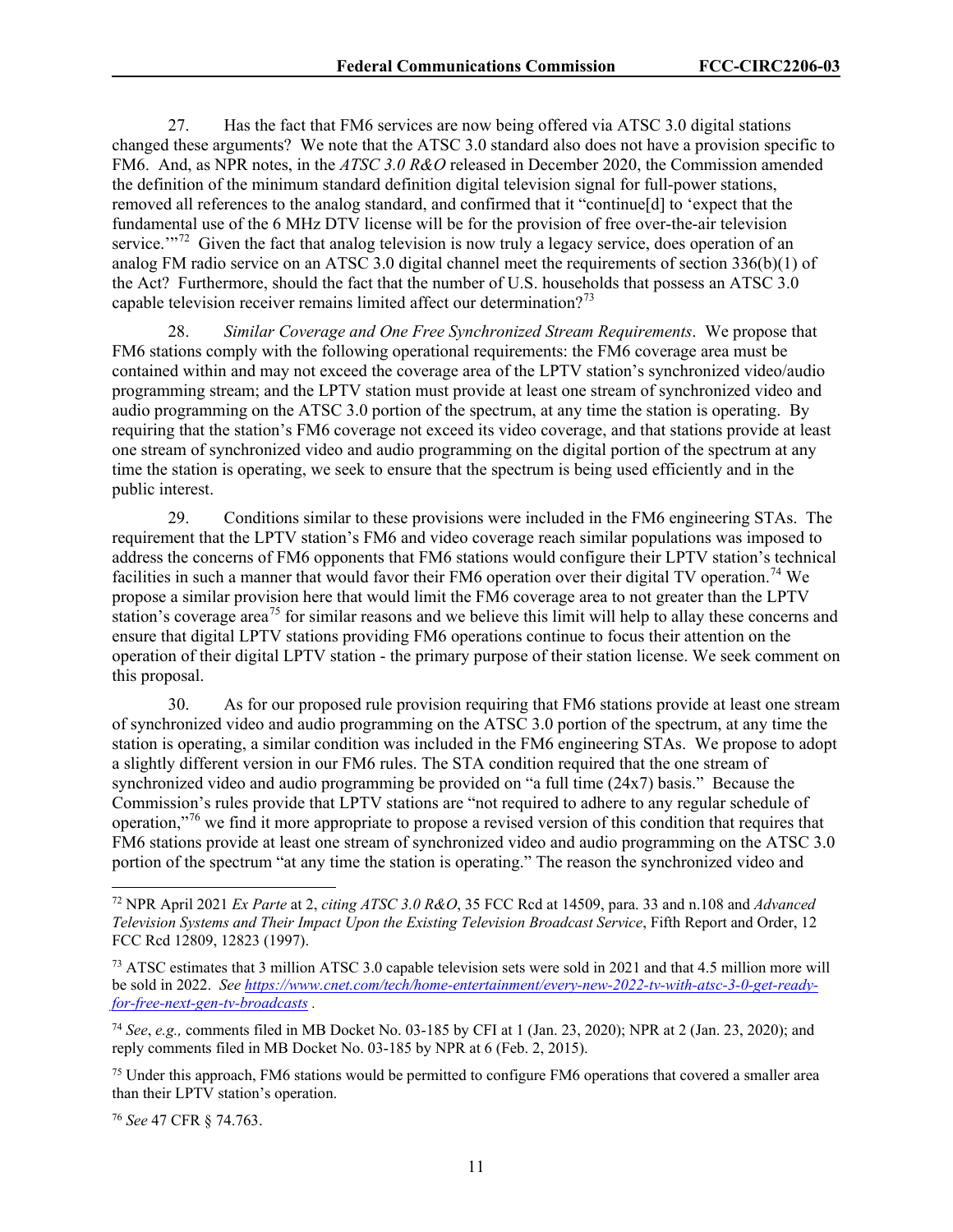27. Has the fact that FM6 services are now being offered via ATSC 3.0 digital stations changed these arguments? We note that the ATSC 3.0 standard also does not have a provision specific to FM6. And, as NPR notes, in the *ATSC 3.0 R&O* released in December 2020, the Commission amended the definition of the minimum standard definition digital television signal for full-power stations, removed all references to the analog standard, and confirmed that it "continue[d] to 'expect that the fundamental use of the 6 MHz DTV license will be for the provision of free over-the-air television service.'"[72] Given the fact that analog television is now truly a legacy service, does operation of an analog FM radio service on an ATSC 3.0 digital channel meet the requirements of section 336(b)(1) of the Act? Furthermore, should the fact that the number of U.S. households that possess an ATSC 3.0 capable television receiver remains limited affect our determination?[73]

28. *Similar Coverage and One Free Synchronized Stream Requirements*. We propose that FM6 stations comply with the following operational requirements: the FM6 coverage area must be contained within and may not exceed the coverage area of the LPTV station's synchronized video/audio programming stream; and the LPTV station must provide at least one stream of synchronized video and audio programming on the ATSC 3.0 portion of the spectrum, at any time the station is operating. By requiring that the station's FM6 coverage not exceed its video coverage, and that stations provide at least one stream of synchronized video and audio programming on the digital portion of the spectrum at any time the station is operating, we seek to ensure that the spectrum is being used efficiently and in the public interest.

29. Conditions similar to these provisions were included in the FM6 engineering STAs. The requirement that the LPTV station's FM6 and video coverage reach similar populations was imposed to address the concerns of FM6 opponents that FM6 stations would configure their LPTV station's technical facilities in such a manner that would favor their FM6 operation over their digital TV operation.[74] We propose a similar provision here that would limit the FM6 coverage area to not greater than the LPTV station's coverage area[75] for similar reasons and we believe this limit will help to allay these concerns and ensure that digital LPTV stations providing FM6 operations continue to focus their attention on the operation of their digital LPTV station - the primary purpose of their station license. We seek comment on this proposal.

30. As for our proposed rule provision requiring that FM6 stations provide at least one stream of synchronized video and audio programming on the ATSC 3.0 portion of the spectrum, at any time the station is operating, a similar condition was included in the FM6 engineering STAs. We propose to adopt a slightly different version in our FM6 rules. The STA condition required that the one stream of synchronized video and audio programming be provided on "a full time (24x7) basis." Because the Commission's rules provide that LPTV stations are "not required to adhere to any regular schedule of operation,"[76] we find it more appropriate to propose a revised version of this condition that requires that FM6 stations provide at least one stream of synchronized video and audio programming on the ATSC 3.0 portion of the spectrum "at any time the station is operating." The reason the synchronized video and

---

[72] NPR April 2021 *Ex Parte* at 2, *citing ATSC 3.0 R&O*, 35 FCC Rcd at 14509, para. 33 and n.108 and *Advanced Television Systems and Their Impact Upon the Existing Television Broadcast Service*, Fifth Report and Order, 12 FCC Rcd 12809, 12823 (1997).

[73] ATSC estimates that 3 million ATSC 3.0 capable television sets were sold in 2021 and that 4.5 million more will be sold in 2022. *See* https://www.cnet.com/tech/home-entertainment/every-new-2022-tv-with-atsc-3-0-get-ready-for-free-next-gen-tv-broadcasts .

[74] *See*, *e.g.,* comments filed in MB Docket No. 03-185 by CFI at 1 (Jan. 23, 2020); NPR at 2 (Jan. 23, 2020); and reply comments filed in MB Docket No. 03-185 by NPR at 6 (Feb. 2, 2015).

[75] Under this approach, FM6 stations would be permitted to configure FM6 operations that covered a smaller area than their LPTV station's operation.

[76] *See* 47 CFR § 74.763.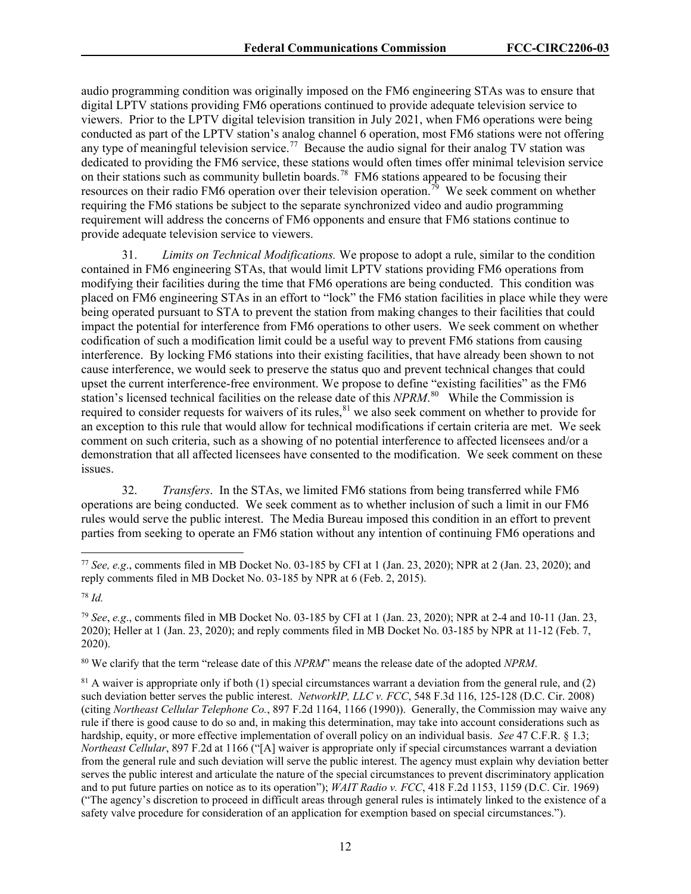audio programming condition was originally imposed on the FM6 engineering STAs was to ensure that digital LPTV stations providing FM6 operations continued to provide adequate television service to viewers. Prior to the LPTV digital television transition in July 2021, when FM6 operations were being conducted as part of the LPTV station's analog channel 6 operation, most FM6 stations were not offering any type of meaningful television service.[77] Because the audio signal for their analog TV station was dedicated to providing the FM6 service, these stations would often times offer minimal television service on their stations such as community bulletin boards.[78] FM6 stations appeared to be focusing their resources on their radio FM6 operation over their television operation.[79] We seek comment on whether requiring the FM6 stations be subject to the separate synchronized video and audio programming requirement will address the concerns of FM6 opponents and ensure that FM6 stations continue to provide adequate television service to viewers.

31. *Limits on Technical Modifications.* We propose to adopt a rule, similar to the condition contained in FM6 engineering STAs, that would limit LPTV stations providing FM6 operations from modifying their facilities during the time that FM6 operations are being conducted. This condition was placed on FM6 engineering STAs in an effort to "lock" the FM6 station facilities in place while they were being operated pursuant to STA to prevent the station from making changes to their facilities that could impact the potential for interference from FM6 operations to other users. We seek comment on whether codification of such a modification limit could be a useful way to prevent FM6 stations from causing interference. By locking FM6 stations into their existing facilities, that have already been shown to not cause interference, we would seek to preserve the status quo and prevent technical changes that could upset the current interference-free environment. We propose to define "existing facilities" as the FM6 station's licensed technical facilities on the release date of this *NPRM*.[80] While the Commission is required to consider requests for waivers of its rules,[81] we also seek comment on whether to provide for an exception to this rule that would allow for technical modifications if certain criteria are met. We seek comment on such criteria, such as a showing of no potential interference to affected licensees and/or a demonstration that all affected licensees have consented to the modification. We seek comment on these issues.

32. *Transfers*. In the STAs, we limited FM6 stations from being transferred while FM6 operations are being conducted. We seek comment as to whether inclusion of such a limit in our FM6 rules would serve the public interest. The Media Bureau imposed this condition in an effort to prevent parties from seeking to operate an FM6 station without any intention of continuing FM6 operations and

---

[77] *See, e.g*., comments filed in MB Docket No. 03-185 by CFI at 1 (Jan. 23, 2020); NPR at 2 (Jan. 23, 2020); and reply comments filed in MB Docket No. 03-185 by NPR at 6 (Feb. 2, 2015).

[78] *Id.*

[79] *See*, *e.g*., comments filed in MB Docket No. 03-185 by CFI at 1 (Jan. 23, 2020); NPR at 2-4 and 10-11 (Jan. 23, 2020); Heller at 1 (Jan. 23, 2020); and reply comments filed in MB Docket No. 03-185 by NPR at 11-12 (Feb. 7, 2020).

[80] We clarify that the term "release date of this *NPRM*" means the release date of the adopted *NPRM*.

[81] A waiver is appropriate only if both (1) special circumstances warrant a deviation from the general rule, and (2) such deviation better serves the public interest. *NetworkIP, LLC v. FCC*, 548 F.3d 116, 125-128 (D.C. Cir. 2008) (citing *Northeast Cellular Telephone Co.*, 897 F.2d 1164, 1166 (1990)). Generally, the Commission may waive any rule if there is good cause to do so and, in making this determination, may take into account considerations such as hardship, equity, or more effective implementation of overall policy on an individual basis. *See* 47 C.F.R. § 1.3; *Northeast Cellular*, 897 F.2d at 1166 ("[A] waiver is appropriate only if special circumstances warrant a deviation from the general rule and such deviation will serve the public interest. The agency must explain why deviation better serves the public interest and articulate the nature of the special circumstances to prevent discriminatory application and to put future parties on notice as to its operation"); *WAIT Radio v. FCC*, 418 F.2d 1153, 1159 (D.C. Cir. 1969) ("The agency's discretion to proceed in difficult areas through general rules is intimately linked to the existence of a safety valve procedure for consideration of an application for exemption based on special circumstances.").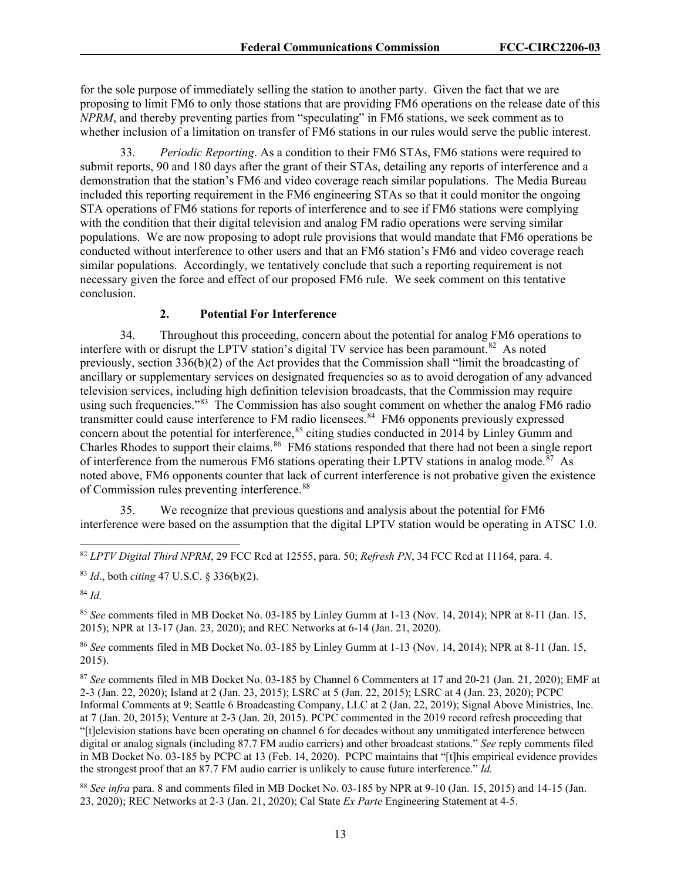for the sole purpose of immediately selling the station to another party. Given the fact that we are proposing to limit FM6 to only those stations that are providing FM6 operations on the release date of this *NPRM*, and thereby preventing parties from "speculating" in FM6 stations, we seek comment as to whether inclusion of a limitation on transfer of FM6 stations in our rules would serve the public interest.

33. *Periodic Reporting*. As a condition to their FM6 STAs, FM6 stations were required to submit reports, 90 and 180 days after the grant of their STAs, detailing any reports of interference and a demonstration that the station's FM6 and video coverage reach similar populations. The Media Bureau included this reporting requirement in the FM6 engineering STAs so that it could monitor the ongoing STA operations of FM6 stations for reports of interference and to see if FM6 stations were complying with the condition that their digital television and analog FM radio operations were serving similar populations. We are now proposing to adopt rule provisions that would mandate that FM6 operations be conducted without interference to other users and that an FM6 station's FM6 and video coverage reach similar populations. Accordingly, we tentatively conclude that such a reporting requirement is not necessary given the force and effect of our proposed FM6 rule. We seek comment on this tentative conclusion.

### 2. Potential For Interference

34. Throughout this proceeding, concern about the potential for analog FM6 operations to interfere with or disrupt the LPTV station's digital TV service has been paramount.[82] As noted previously, section 336(b)(2) of the Act provides that the Commission shall "limit the broadcasting of ancillary or supplementary services on designated frequencies so as to avoid derogation of any advanced television services, including high definition television broadcasts, that the Commission may require using such frequencies."[83] The Commission has also sought comment on whether the analog FM6 radio transmitter could cause interference to FM radio licensees.[84] FM6 opponents previously expressed concern about the potential for interference,[85] citing studies conducted in 2014 by Linley Gumm and Charles Rhodes to support their claims.[86] FM6 stations responded that there had not been a single report of interference from the numerous FM6 stations operating their LPTV stations in analog mode.[87] As noted above, FM6 opponents counter that lack of current interference is not probative given the existence of Commission rules preventing interference.[88]

35. We recognize that previous questions and analysis about the potential for FM6 interference were based on the assumption that the digital LPTV station would be operating in ATSC 1.0.

---

[82] *LPTV Digital Third NPRM*, 29 FCC Rcd at 12555, para. 50; *Refresh PN*, 34 FCC Rcd at 11164, para. 4.

[83] *Id*., both *citing* 47 U.S.C. § 336(b)(2).

[84] *Id.*

[85] *See* comments filed in MB Docket No. 03-185 by Linley Gumm at 1-13 (Nov. 14, 2014); NPR at 8-11 (Jan. 15, 2015); NPR at 13-17 (Jan. 23, 2020); and REC Networks at 6-14 (Jan. 21, 2020).

[86] *See* comments filed in MB Docket No. 03-185 by Linley Gumm at 1-13 (Nov. 14, 2014); NPR at 8-11 (Jan. 15, 2015).

[87] *See* comments filed in MB Docket No. 03-185 by Channel 6 Commenters at 17 and 20-21 (Jan. 21, 2020); EMF at 2-3 (Jan. 22, 2020); Island at 2 (Jan. 23, 2015); LSRC at 5 (Jan. 22, 2015); LSRC at 4 (Jan. 23, 2020); PCPC Informal Comments at 9; Seattle 6 Broadcasting Company, LLC at 2 (Jan. 22, 2019); Signal Above Ministries, Inc. at 7 (Jan. 20, 2015); Venture at 2-3 (Jan. 20, 2015). PCPC commented in the 2019 record refresh proceeding that "[t]elevision stations have been operating on channel 6 for decades without any unmitigated interference between digital or analog signals (including 87.7 FM audio carriers) and other broadcast stations." *See* reply comments filed in MB Docket No. 03-185 by PCPC at 13 (Feb. 14, 2020). PCPC maintains that "[t]his empirical evidence provides the strongest proof that an 87.7 FM audio carrier is unlikely to cause future interference." *Id.*

[88] *See infra* para. 8 and comments filed in MB Docket No. 03-185 by NPR at 9-10 (Jan. 15, 2015) and 14-15 (Jan. 23, 2020); REC Networks at 2-3 (Jan. 21, 2020); Cal State *Ex Parte* Engineering Statement at 4-5.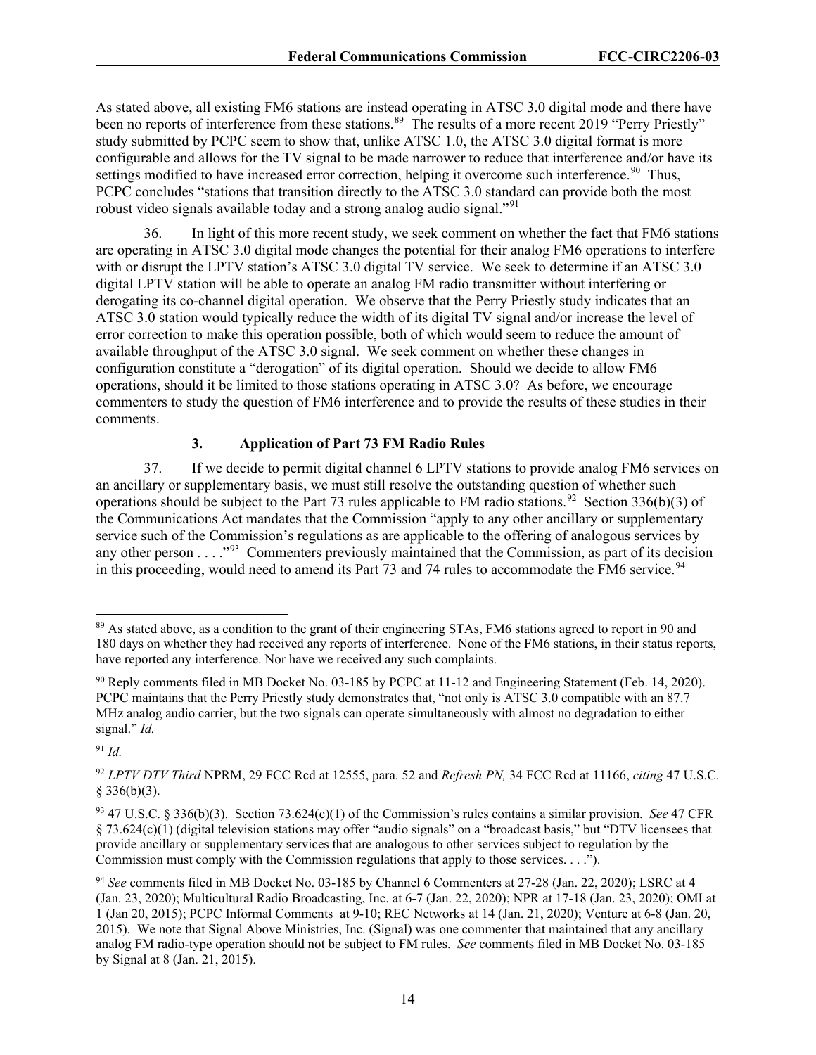As stated above, all existing FM6 stations are instead operating in ATSC 3.0 digital mode and there have been no reports of interference from these stations.[89] The results of a more recent 2019 "Perry Priestly" study submitted by PCPC seem to show that, unlike ATSC 1.0, the ATSC 3.0 digital format is more configurable and allows for the TV signal to be made narrower to reduce that interference and/or have its settings modified to have increased error correction, helping it overcome such interference.[90] Thus, PCPC concludes "stations that transition directly to the ATSC 3.0 standard can provide both the most robust video signals available today and a strong analog audio signal."[91]

36. In light of this more recent study, we seek comment on whether the fact that FM6 stations are operating in ATSC 3.0 digital mode changes the potential for their analog FM6 operations to interfere with or disrupt the LPTV station's ATSC 3.0 digital TV service. We seek to determine if an ATSC 3.0 digital LPTV station will be able to operate an analog FM radio transmitter without interfering or derogating its co-channel digital operation. We observe that the Perry Priestly study indicates that an ATSC 3.0 station would typically reduce the width of its digital TV signal and/or increase the level of error correction to make this operation possible, both of which would seem to reduce the amount of available throughput of the ATSC 3.0 signal. We seek comment on whether these changes in configuration constitute a "derogation" of its digital operation. Should we decide to allow FM6 operations, should it be limited to those stations operating in ATSC 3.0? As before, we encourage commenters to study the question of FM6 interference and to provide the results of these studies in their comments.

### 3. Application of Part 73 FM Radio Rules

37. If we decide to permit digital channel 6 LPTV stations to provide analog FM6 services on an ancillary or supplementary basis, we must still resolve the outstanding question of whether such operations should be subject to the Part 73 rules applicable to FM radio stations.[92] Section 336(b)(3) of the Communications Act mandates that the Commission "apply to any other ancillary or supplementary service such of the Commission's regulations as are applicable to the offering of analogous services by any other person . . . ."[93] Commenters previously maintained that the Commission, as part of its decision in this proceeding, would need to amend its Part 73 and 74 rules to accommodate the FM6 service.[94]

---

[89] As stated above, as a condition to the grant of their engineering STAs, FM6 stations agreed to report in 90 and 180 days on whether they had received any reports of interference. None of the FM6 stations, in their status reports, have reported any interference. Nor have we received any such complaints.

[90] Reply comments filed in MB Docket No. 03-185 by PCPC at 11-12 and Engineering Statement (Feb. 14, 2020). PCPC maintains that the Perry Priestly study demonstrates that, "not only is ATSC 3.0 compatible with an 87.7 MHz analog audio carrier, but the two signals can operate simultaneously with almost no degradation to either signal." *Id.*

[91] *Id.*

[92] *LPTV DTV Third* NPRM, 29 FCC Rcd at 12555, para. 52 and *Refresh PN,* 34 FCC Rcd at 11166, *citing* 47 U.S.C. § 336(b)(3).

[93] 47 U.S.C. § 336(b)(3). Section 73.624(c)(1) of the Commission's rules contains a similar provision. *See* 47 CFR § 73.624(c)(1) (digital television stations may offer "audio signals" on a "broadcast basis," but "DTV licensees that provide ancillary or supplementary services that are analogous to other services subject to regulation by the Commission must comply with the Commission regulations that apply to those services. . . .").

[94] *See* comments filed in MB Docket No. 03-185 by Channel 6 Commenters at 27-28 (Jan. 22, 2020); LSRC at 4 (Jan. 23, 2020); Multicultural Radio Broadcasting, Inc. at 6-7 (Jan. 22, 2020); NPR at 17-18 (Jan. 23, 2020); OMI at 1 (Jan 20, 2015); PCPC Informal Comments at 9-10; REC Networks at 14 (Jan. 21, 2020); Venture at 6-8 (Jan. 20, 2015). We note that Signal Above Ministries, Inc. (Signal) was one commenter that maintained that any ancillary analog FM radio-type operation should not be subject to FM rules. *See* comments filed in MB Docket No. 03-185 by Signal at 8 (Jan. 21, 2015).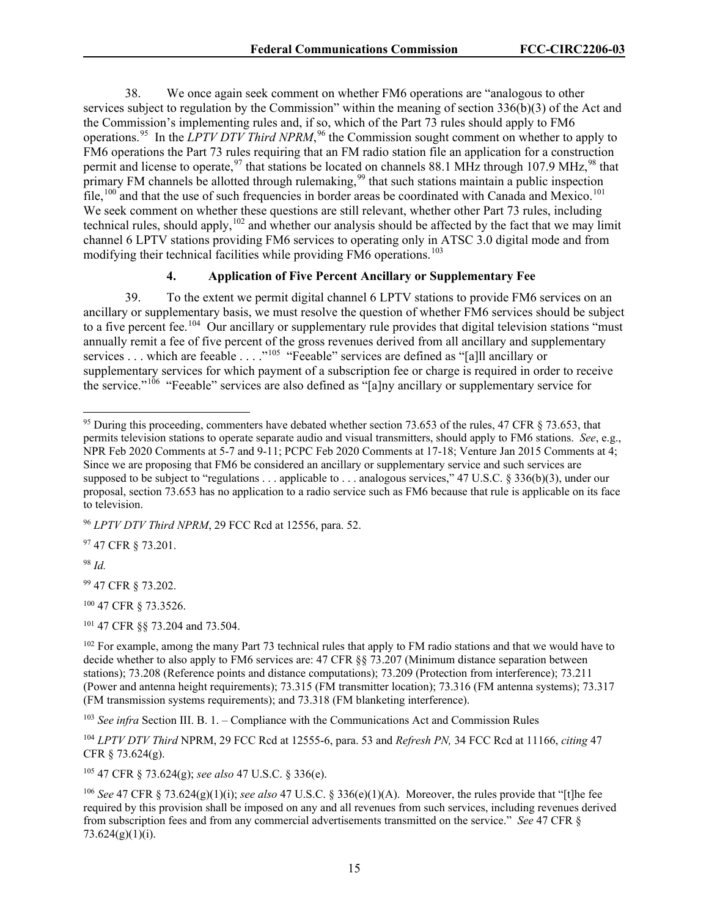38. We once again seek comment on whether FM6 operations are "analogous to other services subject to regulation by the Commission" within the meaning of section 336(b)(3) of the Act and the Commission's implementing rules and, if so, which of the Part 73 rules should apply to FM6 operations.[95] In the *LPTV DTV Third NPRM*,[96] the Commission sought comment on whether to apply to FM6 operations the Part 73 rules requiring that an FM radio station file an application for a construction permit and license to operate,[97] that stations be located on channels 88.1 MHz through 107.9 MHz,[98] that primary FM channels be allotted through rulemaking,[99] that such stations maintain a public inspection file,[100] and that the use of such frequencies in border areas be coordinated with Canada and Mexico.[101] We seek comment on whether these questions are still relevant, whether other Part 73 rules, including technical rules, should apply,[102] and whether our analysis should be affected by the fact that we may limit channel 6 LPTV stations providing FM6 services to operating only in ATSC 3.0 digital mode and from modifying their technical facilities while providing FM6 operations.[103]

#### 4. Application of Five Percent Ancillary or Supplementary Fee

39. To the extent we permit digital channel 6 LPTV stations to provide FM6 services on an ancillary or supplementary basis, we must resolve the question of whether FM6 services should be subject to a five percent fee.[104] Our ancillary or supplementary rule provides that digital television stations "must annually remit a fee of five percent of the gross revenues derived from all ancillary and supplementary services . . . which are feeable . . . ."[105] "Feeable" services are defined as "[a]ll ancillary or supplementary services for which payment of a subscription fee or charge is required in order to receive the service."[106] "Feeable" services are also defined as "[a]ny ancillary or supplementary service for

---

[95] During this proceeding, commenters have debated whether section 73.653 of the rules, 47 CFR § 73.653, that permits television stations to operate separate audio and visual transmitters, should apply to FM6 stations. *See*, e.g., NPR Feb 2020 Comments at 5-7 and 9-11; PCPC Feb 2020 Comments at 17-18; Venture Jan 2015 Comments at 4; Since we are proposing that FM6 be considered an ancillary or supplementary service and such services are supposed to be subject to "regulations . . . applicable to . . . analogous services," 47 U.S.C. § 336(b)(3), under our proposal, section 73.653 has no application to a radio service such as FM6 because that rule is applicable on its face to television.

[96] *LPTV DTV Third NPRM*, 29 FCC Rcd at 12556, para. 52.

[97] 47 CFR § 73.201.

[98] *Id.*

[99] 47 CFR § 73.202.

[100] 47 CFR § 73.3526.

[101] 47 CFR §§ 73.204 and 73.504.

[102] For example, among the many Part 73 technical rules that apply to FM radio stations and that we would have to decide whether to also apply to FM6 services are: 47 CFR §§ 73.207 (Minimum distance separation between stations); 73.208 (Reference points and distance computations); 73.209 (Protection from interference); 73.211 (Power and antenna height requirements); 73.315 (FM transmitter location); 73.316 (FM antenna systems); 73.317 (FM transmission systems requirements); and 73.318 (FM blanketing interference).

[103] *See infra* Section III. B. 1. – Compliance with the Communications Act and Commission Rules

[104] *LPTV DTV Third* NPRM, 29 FCC Rcd at 12555-6, para. 53 and *Refresh PN,* 34 FCC Rcd at 11166, *citing* 47 CFR § 73.624(g).

[105] 47 CFR § 73.624(g); *see also* 47 U.S.C. § 336(e).

[106] *See* 47 CFR § 73.624(g)(1)(i); *see also* 47 U.S.C. § 336(e)(1)(A). Moreover, the rules provide that "[t]he fee required by this provision shall be imposed on any and all revenues from such services, including revenues derived from subscription fees and from any commercial advertisements transmitted on the service." *See* 47 CFR § 73.624(g)(1)(i).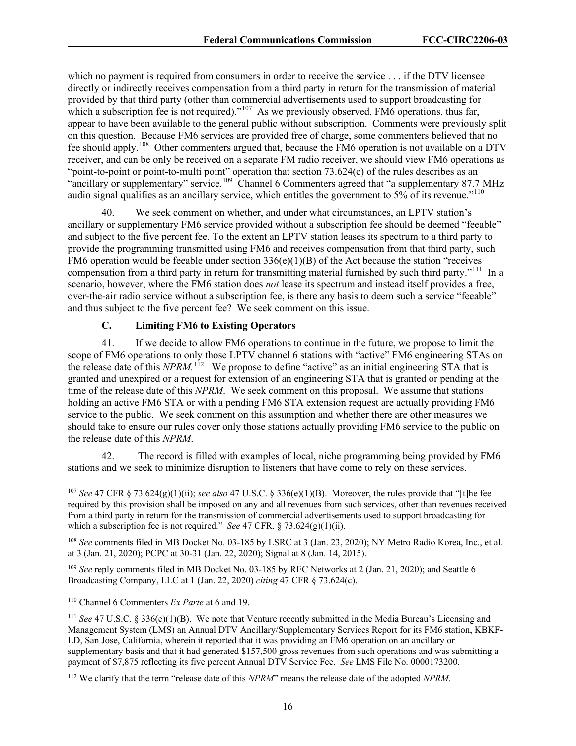which no payment is required from consumers in order to receive the service . . . if the DTV licensee directly or indirectly receives compensation from a third party in return for the transmission of material provided by that third party (other than commercial advertisements used to support broadcasting for which a subscription fee is not required)."[107] As we previously observed, FM6 operations, thus far, appear to have been available to the general public without subscription. Comments were previously split on this question. Because FM6 services are provided free of charge, some commenters believed that no fee should apply.[108] Other commenters argued that, because the FM6 operation is not available on a DTV receiver, and can be only be received on a separate FM radio receiver, we should view FM6 operations as "point-to-point or point-to-multi point" operation that section 73.624(c) of the rules describes as an "ancillary or supplementary" service.[109] Channel 6 Commenters agreed that "a supplementary 87.7 MHz audio signal qualifies as an ancillary service, which entitles the government to 5% of its revenue."[110]

40. We seek comment on whether, and under what circumstances, an LPTV station's ancillary or supplementary FM6 service provided without a subscription fee should be deemed "feeable" and subject to the five percent fee. To the extent an LPTV station leases its spectrum to a third party to provide the programming transmitted using FM6 and receives compensation from that third party, such FM6 operation would be feeable under section 336(e)(1)(B) of the Act because the station "receives compensation from a third party in return for transmitting material furnished by such third party."[111] In a scenario, however, where the FM6 station does *not* lease its spectrum and instead itself provides a free, over-the-air radio service without a subscription fee, is there any basis to deem such a service "feeable" and thus subject to the five percent fee? We seek comment on this issue.

### C. Limiting FM6 to Existing Operators

41. If we decide to allow FM6 operations to continue in the future, we propose to limit the scope of FM6 operations to only those LPTV channel 6 stations with "active" FM6 engineering STAs on the release date of this *NPRM.*[112] We propose to define "active" as an initial engineering STA that is granted and unexpired or a request for extension of an engineering STA that is granted or pending at the time of the release date of this *NPRM*. We seek comment on this proposal. We assume that stations holding an active FM6 STA or with a pending FM6 STA extension request are actually providing FM6 service to the public. We seek comment on this assumption and whether there are other measures we should take to ensure our rules cover only those stations actually providing FM6 service to the public on the release date of this *NPRM*.

42. The record is filled with examples of local, niche programming being provided by FM6 stations and we seek to minimize disruption to listeners that have come to rely on these services.

---

[107] *See* 47 CFR § 73.624(g)(1)(ii); *see also* 47 U.S.C. § 336(e)(1)(B). Moreover, the rules provide that "[t]he fee required by this provision shall be imposed on any and all revenues from such services, other than revenues received from a third party in return for the transmission of commercial advertisements used to support broadcasting for which a subscription fee is not required." *See* 47 CFR. § 73.624(g)(1)(ii).

[108] *See* comments filed in MB Docket No. 03-185 by LSRC at 3 (Jan. 23, 2020); NY Metro Radio Korea, Inc., et al. at 3 (Jan. 21, 2020); PCPC at 30-31 (Jan. 22, 2020); Signal at 8 (Jan. 14, 2015).

[109] *See* reply comments filed in MB Docket No. 03-185 by REC Networks at 2 (Jan. 21, 2020); and Seattle 6 Broadcasting Company, LLC at 1 (Jan. 22, 2020) *citing* 47 CFR § 73.624(c).

[110] Channel 6 Commenters *Ex Parte* at 6 and 19.

[111] *See* 47 U.S.C. § 336(e)(1)(B). We note that Venture recently submitted in the Media Bureau's Licensing and Management System (LMS) an Annual DTV Ancillary/Supplementary Services Report for its FM6 station, KBKF-LD, San Jose, California, wherein it reported that it was providing an FM6 operation on an ancillary or supplementary basis and that it had generated $157,500 gross revenues from such operations and was submitting a payment of $7,875 reflecting its five percent Annual DTV Service Fee. *See* LMS File No. 0000173200.

[112] We clarify that the term "release date of this *NPRM*" means the release date of the adopted *NPRM*.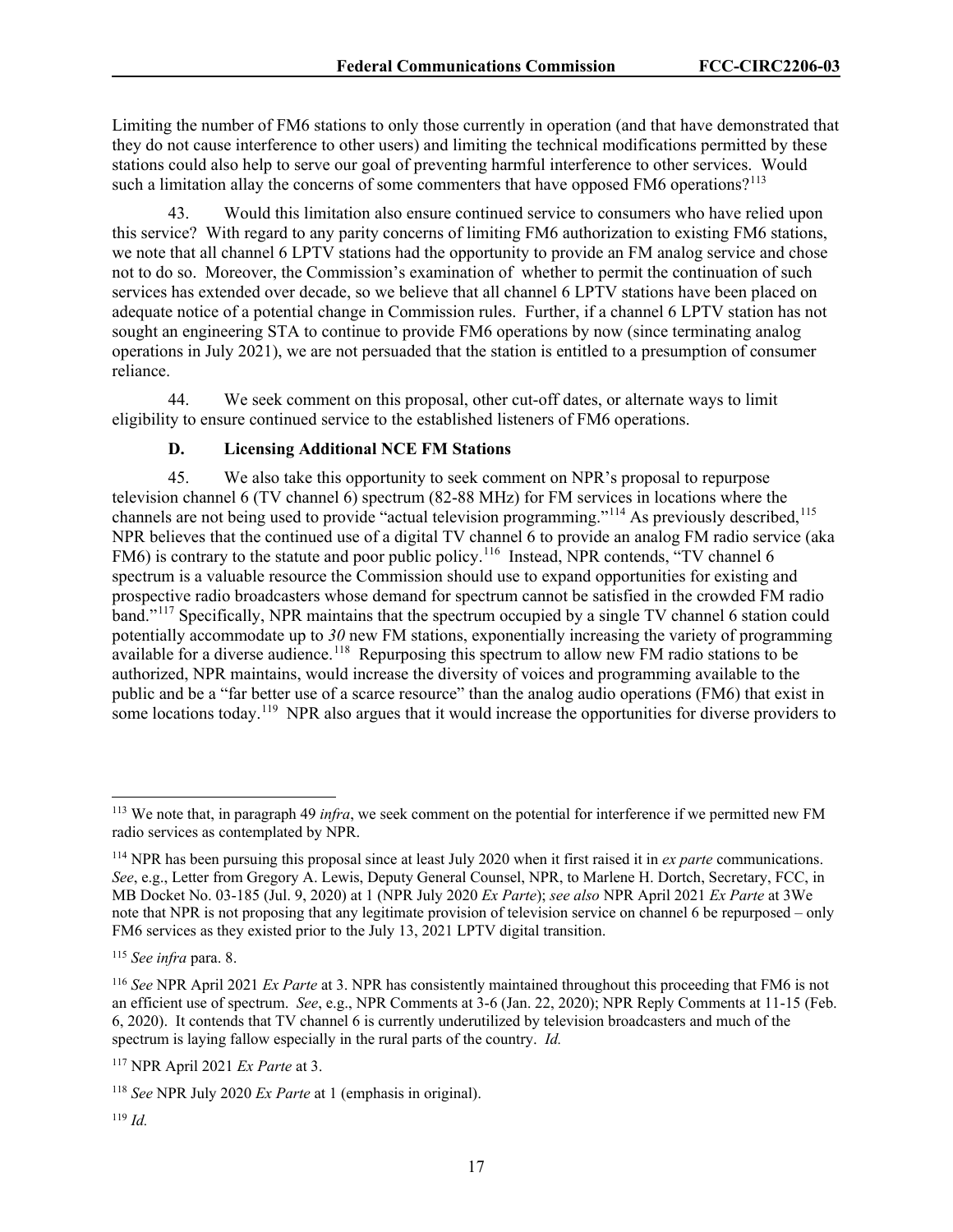Limiting the number of FM6 stations to only those currently in operation (and that have demonstrated that they do not cause interference to other users) and limiting the technical modifications permitted by these stations could also help to serve our goal of preventing harmful interference to other services. Would such a limitation allay the concerns of some commenters that have opposed FM6 operations?[113]

43. Would this limitation also ensure continued service to consumers who have relied upon this service? With regard to any parity concerns of limiting FM6 authorization to existing FM6 stations, we note that all channel 6 LPTV stations had the opportunity to provide an FM analog service and chose not to do so. Moreover, the Commission's examination of whether to permit the continuation of such services has extended over decade, so we believe that all channel 6 LPTV stations have been placed on adequate notice of a potential change in Commission rules. Further, if a channel 6 LPTV station has not sought an engineering STA to continue to provide FM6 operations by now (since terminating analog operations in July 2021), we are not persuaded that the station is entitled to a presumption of consumer reliance.

44. We seek comment on this proposal, other cut-off dates, or alternate ways to limit eligibility to ensure continued service to the established listeners of FM6 operations.

### D. Licensing Additional NCE FM Stations

45. We also take this opportunity to seek comment on NPR's proposal to repurpose television channel 6 (TV channel 6) spectrum (82-88 MHz) for FM services in locations where the channels are not being used to provide "actual television programming."[114] As previously described,[115] NPR believes that the continued use of a digital TV channel 6 to provide an analog FM radio service (aka FM6) is contrary to the statute and poor public policy.[116] Instead, NPR contends, "TV channel 6 spectrum is a valuable resource the Commission should use to expand opportunities for existing and prospective radio broadcasters whose demand for spectrum cannot be satisfied in the crowded FM radio band."[117] Specifically, NPR maintains that the spectrum occupied by a single TV channel 6 station could potentially accommodate up to *30* new FM stations, exponentially increasing the variety of programming available for a diverse audience.[118] Repurposing this spectrum to allow new FM radio stations to be authorized, NPR maintains, would increase the diversity of voices and programming available to the public and be a "far better use of a scarce resource" than the analog audio operations (FM6) that exist in some locations today.[119] NPR also argues that it would increase the opportunities for diverse providers to

---

[113] We note that, in paragraph 49 *infra*, we seek comment on the potential for interference if we permitted new FM radio services as contemplated by NPR.

[114] NPR has been pursuing this proposal since at least July 2020 when it first raised it in *ex parte* communications. *See*, e.g., Letter from Gregory A. Lewis, Deputy General Counsel, NPR, to Marlene H. Dortch, Secretary, FCC, in MB Docket No. 03-185 (Jul. 9, 2020) at 1 (NPR July 2020 *Ex Parte*); *see also* NPR April 2021 *Ex Parte* at 3We note that NPR is not proposing that any legitimate provision of television service on channel 6 be repurposed – only FM6 services as they existed prior to the July 13, 2021 LPTV digital transition.

[115] *See infra* para. 8.

[116] *See* NPR April 2021 *Ex Parte* at 3. NPR has consistently maintained throughout this proceeding that FM6 is not an efficient use of spectrum. *See*, e.g., NPR Comments at 3-6 (Jan. 22, 2020); NPR Reply Comments at 11-15 (Feb. 6, 2020). It contends that TV channel 6 is currently underutilized by television broadcasters and much of the spectrum is laying fallow especially in the rural parts of the country. *Id.*

[117] NPR April 2021 *Ex Parte* at 3.

[118] *See* NPR July 2020 *Ex Parte* at 1 (emphasis in original).

[119] *Id.*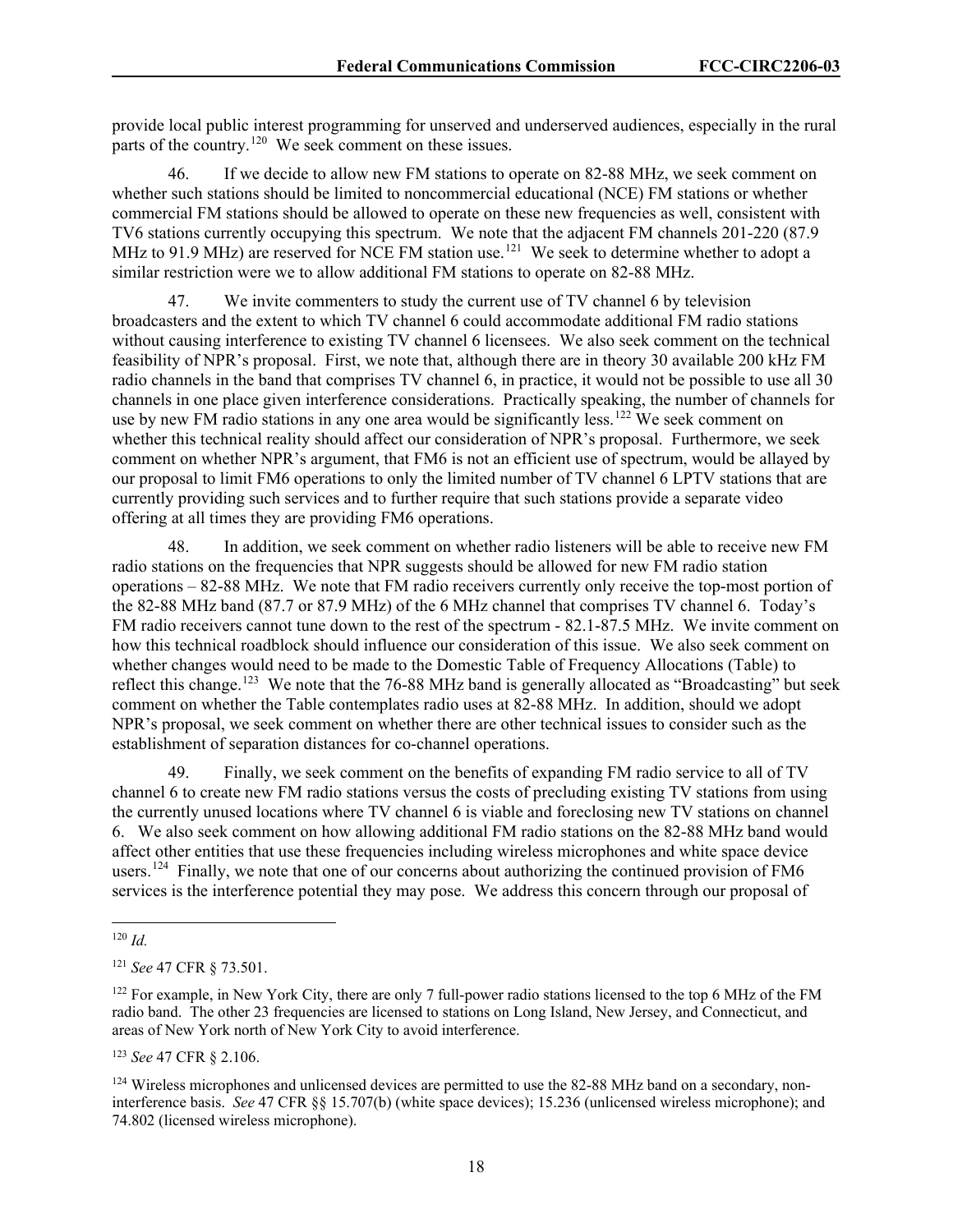provide local public interest programming for unserved and underserved audiences, especially in the rural parts of the country.[120] We seek comment on these issues.

46. If we decide to allow new FM stations to operate on 82-88 MHz, we seek comment on whether such stations should be limited to noncommercial educational (NCE) FM stations or whether commercial FM stations should be allowed to operate on these new frequencies as well, consistent with TV6 stations currently occupying this spectrum. We note that the adjacent FM channels 201-220 (87.9 MHz to 91.9 MHz) are reserved for NCE FM station use.[121] We seek to determine whether to adopt a similar restriction were we to allow additional FM stations to operate on 82-88 MHz.

47. We invite commenters to study the current use of TV channel 6 by television broadcasters and the extent to which TV channel 6 could accommodate additional FM radio stations without causing interference to existing TV channel 6 licensees. We also seek comment on the technical feasibility of NPR's proposal. First, we note that, although there are in theory 30 available 200 kHz FM radio channels in the band that comprises TV channel 6, in practice, it would not be possible to use all 30 channels in one place given interference considerations. Practically speaking, the number of channels for use by new FM radio stations in any one area would be significantly less.[122] We seek comment on whether this technical reality should affect our consideration of NPR's proposal. Furthermore, we seek comment on whether NPR's argument, that FM6 is not an efficient use of spectrum, would be allayed by our proposal to limit FM6 operations to only the limited number of TV channel 6 LPTV stations that are currently providing such services and to further require that such stations provide a separate video offering at all times they are providing FM6 operations.

48. In addition, we seek comment on whether radio listeners will be able to receive new FM radio stations on the frequencies that NPR suggests should be allowed for new FM radio station operations – 82-88 MHz. We note that FM radio receivers currently only receive the top-most portion of the 82-88 MHz band (87.7 or 87.9 MHz) of the 6 MHz channel that comprises TV channel 6. Today's FM radio receivers cannot tune down to the rest of the spectrum - 82.1-87.5 MHz. We invite comment on how this technical roadblock should influence our consideration of this issue. We also seek comment on whether changes would need to be made to the Domestic Table of Frequency Allocations (Table) to reflect this change.[123] We note that the 76-88 MHz band is generally allocated as "Broadcasting" but seek comment on whether the Table contemplates radio uses at 82-88 MHz. In addition, should we adopt NPR's proposal, we seek comment on whether there are other technical issues to consider such as the establishment of separation distances for co-channel operations.

49. Finally, we seek comment on the benefits of expanding FM radio service to all of TV channel 6 to create new FM radio stations versus the costs of precluding existing TV stations from using the currently unused locations where TV channel 6 is viable and foreclosing new TV stations on channel 6. We also seek comment on how allowing additional FM radio stations on the 82-88 MHz band would affect other entities that use these frequencies including wireless microphones and white space device users.[124] Finally, we note that one of our concerns about authorizing the continued provision of FM6 services is the interference potential they may pose. We address this concern through our proposal of

---

[120] *Id.*

[121] *See* 47 CFR § 73.501.

[122] For example, in New York City, there are only 7 full-power radio stations licensed to the top 6 MHz of the FM radio band. The other 23 frequencies are licensed to stations on Long Island, New Jersey, and Connecticut, and areas of New York north of New York City to avoid interference.

[123] *See* 47 CFR § 2.106.

[124] Wireless microphones and unlicensed devices are permitted to use the 82-88 MHz band on a secondary, non-interference basis. *See* 47 CFR §§ 15.707(b) (white space devices); 15.236 (unlicensed wireless microphone); and 74.802 (licensed wireless microphone).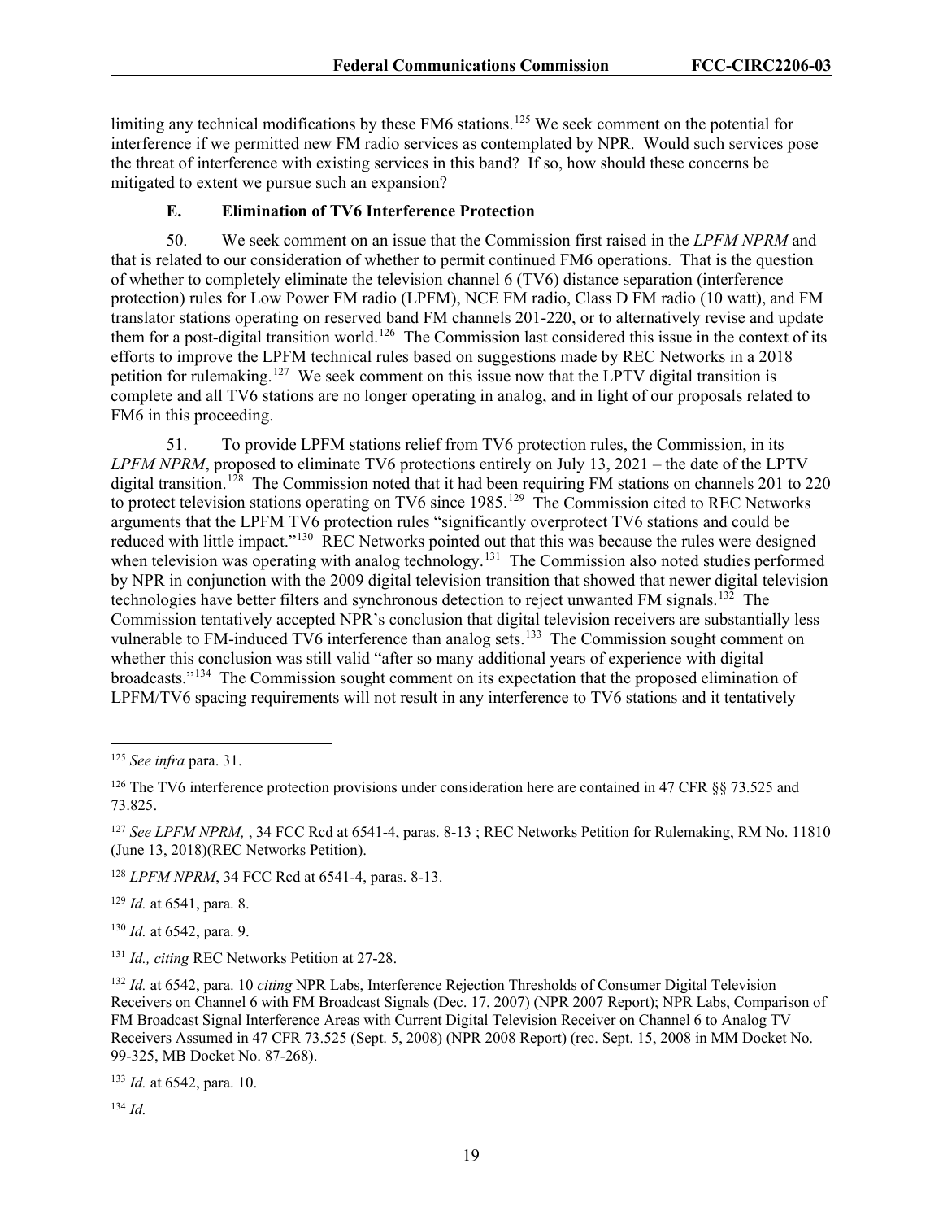limiting any technical modifications by these FM6 stations.[125] We seek comment on the potential for interference if we permitted new FM radio services as contemplated by NPR. Would such services pose the threat of interference with existing services in this band? If so, how should these concerns be mitigated to extent we pursue such an expansion?

### E. Elimination of TV6 Interference Protection

50. We seek comment on an issue that the Commission first raised in the *LPFM NPRM* and that is related to our consideration of whether to permit continued FM6 operations. That is the question of whether to completely eliminate the television channel 6 (TV6) distance separation (interference protection) rules for Low Power FM radio (LPFM), NCE FM radio, Class D FM radio (10 watt), and FM translator stations operating on reserved band FM channels 201-220, or to alternatively revise and update them for a post-digital transition world.[126] The Commission last considered this issue in the context of its efforts to improve the LPFM technical rules based on suggestions made by REC Networks in a 2018 petition for rulemaking.[127] We seek comment on this issue now that the LPTV digital transition is complete and all TV6 stations are no longer operating in analog, and in light of our proposals related to FM6 in this proceeding.

51. To provide LPFM stations relief from TV6 protection rules, the Commission, in its *LPFM NPRM*, proposed to eliminate TV6 protections entirely on July 13, 2021 – the date of the LPTV digital transition.[128] The Commission noted that it had been requiring FM stations on channels 201 to 220 to protect television stations operating on TV6 since 1985.[129] The Commission cited to REC Networks arguments that the LPFM TV6 protection rules "significantly overprotect TV6 stations and could be reduced with little impact."[130] REC Networks pointed out that this was because the rules were designed when television was operating with analog technology.[131] The Commission also noted studies performed by NPR in conjunction with the 2009 digital television transition that showed that newer digital television technologies have better filters and synchronous detection to reject unwanted FM signals.[132] The Commission tentatively accepted NPR's conclusion that digital television receivers are substantially less vulnerable to FM-induced TV6 interference than analog sets.[133] The Commission sought comment on whether this conclusion was still valid "after so many additional years of experience with digital broadcasts."[134] The Commission sought comment on its expectation that the proposed elimination of LPFM/TV6 spacing requirements will not result in any interference to TV6 stations and it tentatively

---

[125] *See infra* para. 31.

[126] The TV6 interference protection provisions under consideration here are contained in 47 CFR §§ 73.525 and 73.825.

[127] *See LPFM NPRM, ,* 34 FCC Rcd at 6541-4, paras. 8-13 ; REC Networks Petition for Rulemaking, RM No. 11810 (June 13, 2018)(REC Networks Petition).

[128] *LPFM NPRM*, 34 FCC Rcd at 6541-4, paras. 8-13.

[129] *Id.* at 6541, para. 8.

[130] *Id.* at 6542, para. 9.

[131] *Id., citing* REC Networks Petition at 27-28.

[132] *Id.* at 6542, para. 10 *citing* NPR Labs, Interference Rejection Thresholds of Consumer Digital Television Receivers on Channel 6 with FM Broadcast Signals (Dec. 17, 2007) (NPR 2007 Report); NPR Labs, Comparison of FM Broadcast Signal Interference Areas with Current Digital Television Receiver on Channel 6 to Analog TV Receivers Assumed in 47 CFR 73.525 (Sept. 5, 2008) (NPR 2008 Report) (rec. Sept. 15, 2008 in MM Docket No. 99-325, MB Docket No. 87-268).

[133] *Id.* at 6542, para. 10.

[134] *Id.*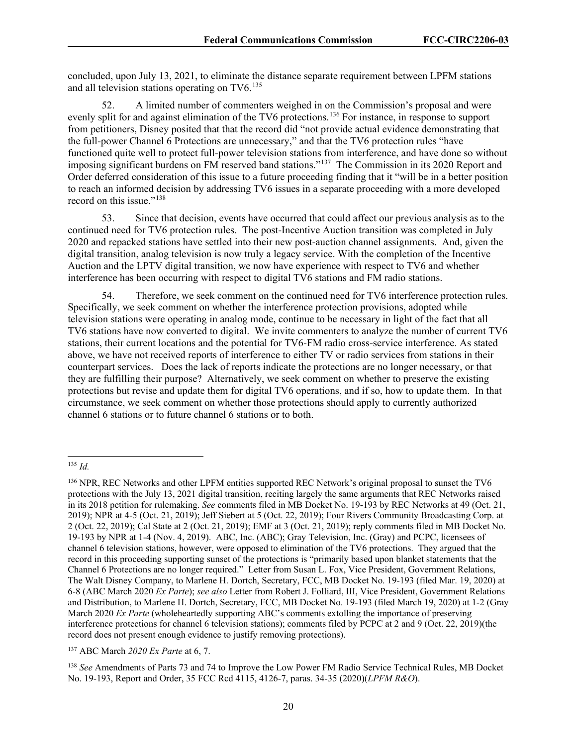concluded, upon July 13, 2021, to eliminate the distance separate requirement between LPFM stations and all television stations operating on TV6.[135]

52. A limited number of commenters weighed in on the Commission's proposal and were evenly split for and against elimination of the TV6 protections.[136] For instance, in response to support from petitioners, Disney posited that that the record did "not provide actual evidence demonstrating that the full-power Channel 6 Protections are unnecessary," and that the TV6 protection rules "have functioned quite well to protect full-power television stations from interference, and have done so without imposing significant burdens on FM reserved band stations."[137] The Commission in its 2020 Report and Order deferred consideration of this issue to a future proceeding finding that it "will be in a better position to reach an informed decision by addressing TV6 issues in a separate proceeding with a more developed record on this issue."[138]

53. Since that decision, events have occurred that could affect our previous analysis as to the continued need for TV6 protection rules. The post-Incentive Auction transition was completed in July 2020 and repacked stations have settled into their new post-auction channel assignments. And, given the digital transition, analog television is now truly a legacy service. With the completion of the Incentive Auction and the LPTV digital transition, we now have experience with respect to TV6 and whether interference has been occurring with respect to digital TV6 stations and FM radio stations.

54. Therefore, we seek comment on the continued need for TV6 interference protection rules. Specifically, we seek comment on whether the interference protection provisions, adopted while television stations were operating in analog mode, continue to be necessary in light of the fact that all TV6 stations have now converted to digital. We invite commenters to analyze the number of current TV6 stations, their current locations and the potential for TV6-FM radio cross-service interference. As stated above, we have not received reports of interference to either TV or radio services from stations in their counterpart services. Does the lack of reports indicate the protections are no longer necessary, or that they are fulfilling their purpose? Alternatively, we seek comment on whether to preserve the existing protections but revise and update them for digital TV6 operations, and if so, how to update them. In that circumstance, we seek comment on whether those protections should apply to currently authorized channel 6 stations or to future channel 6 stations or to both.

---

[135] *Id.*

[136] NPR, REC Networks and other LPFM entities supported REC Network's original proposal to sunset the TV6 protections with the July 13, 2021 digital transition, reciting largely the same arguments that REC Networks raised in its 2018 petition for rulemaking. *See* comments filed in MB Docket No. 19-193 by REC Networks at 49 (Oct. 21, 2019); NPR at 4-5 (Oct. 21, 2019); Jeff Siebert at 5 (Oct. 22, 2019); Four Rivers Community Broadcasting Corp. at 2 (Oct. 22, 2019); Cal State at 2 (Oct. 21, 2019); EMF at 3 (Oct. 21, 2019); reply comments filed in MB Docket No. 19-193 by NPR at 1-4 (Nov. 4, 2019). ABC, Inc. (ABC); Gray Television, Inc. (Gray) and PCPC, licensees of channel 6 television stations, however, were opposed to elimination of the TV6 protections. They argued that the record in this proceeding supporting sunset of the protections is "primarily based upon blanket statements that the Channel 6 Protections are no longer required." Letter from Susan L. Fox, Vice President, Government Relations, The Walt Disney Company, to Marlene H. Dortch, Secretary, FCC, MB Docket No. 19-193 (filed Mar. 19, 2020) at 6-8 (ABC March 2020 *Ex Parte*); *see also* Letter from Robert J. Folliard, III, Vice President, Government Relations and Distribution, to Marlene H. Dortch, Secretary, FCC, MB Docket No. 19-193 (filed March 19, 2020) at 1-2 (Gray March 2020 *Ex Parte* (wholeheartedly supporting ABC's comments extolling the importance of preserving interference protections for channel 6 television stations); comments filed by PCPC at 2 and 9 (Oct. 22, 2019)(the record does not present enough evidence to justify removing protections).

[137] ABC March *2020 Ex Parte* at 6, 7.

[138] *See* Amendments of Parts 73 and 74 to Improve the Low Power FM Radio Service Technical Rules, MB Docket No. 19-193, Report and Order, 35 FCC Rcd 4115, 4126-7, paras. 34-35 (2020)(*LPFM R&O*).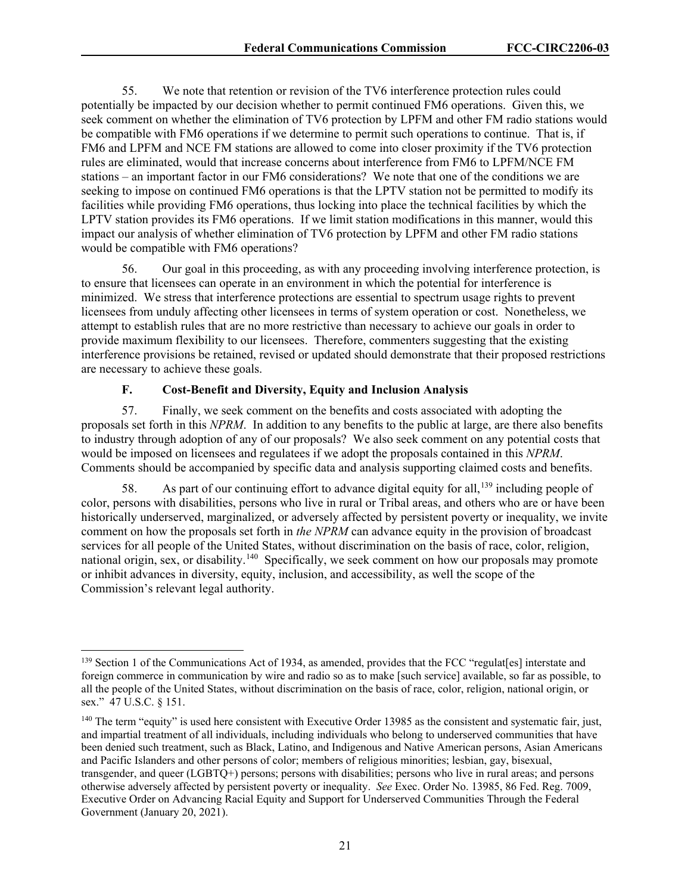55. We note that retention or revision of the TV6 interference protection rules could potentially be impacted by our decision whether to permit continued FM6 operations. Given this, we seek comment on whether the elimination of TV6 protection by LPFM and other FM radio stations would be compatible with FM6 operations if we determine to permit such operations to continue. That is, if FM6 and LPFM and NCE FM stations are allowed to come into closer proximity if the TV6 protection rules are eliminated, would that increase concerns about interference from FM6 to LPFM/NCE FM stations – an important factor in our FM6 considerations? We note that one of the conditions we are seeking to impose on continued FM6 operations is that the LPTV station not be permitted to modify its facilities while providing FM6 operations, thus locking into place the technical facilities by which the LPTV station provides its FM6 operations. If we limit station modifications in this manner, would this impact our analysis of whether elimination of TV6 protection by LPFM and other FM radio stations would be compatible with FM6 operations?

56. Our goal in this proceeding, as with any proceeding involving interference protection, is to ensure that licensees can operate in an environment in which the potential for interference is minimized. We stress that interference protections are essential to spectrum usage rights to prevent licensees from unduly affecting other licensees in terms of system operation or cost. Nonetheless, we attempt to establish rules that are no more restrictive than necessary to achieve our goals in order to provide maximum flexibility to our licensees. Therefore, commenters suggesting that the existing interference provisions be retained, revised or updated should demonstrate that their proposed restrictions are necessary to achieve these goals.

### F. Cost-Benefit and Diversity, Equity and Inclusion Analysis

57. Finally, we seek comment on the benefits and costs associated with adopting the proposals set forth in this *NPRM*. In addition to any benefits to the public at large, are there also benefits to industry through adoption of any of our proposals? We also seek comment on any potential costs that would be imposed on licensees and regulatees if we adopt the proposals contained in this *NPRM*. Comments should be accompanied by specific data and analysis supporting claimed costs and benefits.

58. As part of our continuing effort to advance digital equity for all,[139] including people of color, persons with disabilities, persons who live in rural or Tribal areas, and others who are or have been historically underserved, marginalized, or adversely affected by persistent poverty or inequality, we invite comment on how the proposals set forth in *the NPRM* can advance equity in the provision of broadcast services for all people of the United States, without discrimination on the basis of race, color, religion, national origin, sex, or disability.[140] Specifically, we seek comment on how our proposals may promote or inhibit advances in diversity, equity, inclusion, and accessibility, as well the scope of the Commission's relevant legal authority.

---

[139] Section 1 of the Communications Act of 1934, as amended, provides that the FCC "regulat[es] interstate and foreign commerce in communication by wire and radio so as to make [such service] available, so far as possible, to all the people of the United States, without discrimination on the basis of race, color, religion, national origin, or sex." 47 U.S.C. § 151.

[140] The term "equity" is used here consistent with Executive Order 13985 as the consistent and systematic fair, just, and impartial treatment of all individuals, including individuals who belong to underserved communities that have been denied such treatment, such as Black, Latino, and Indigenous and Native American persons, Asian Americans and Pacific Islanders and other persons of color; members of religious minorities; lesbian, gay, bisexual, transgender, and queer (LGBTQ+) persons; persons with disabilities; persons who live in rural areas; and persons otherwise adversely affected by persistent poverty or inequality. *See* Exec. Order No. 13985, 86 Fed. Reg. 7009, Executive Order on Advancing Racial Equity and Support for Underserved Communities Through the Federal Government (January 20, 2021).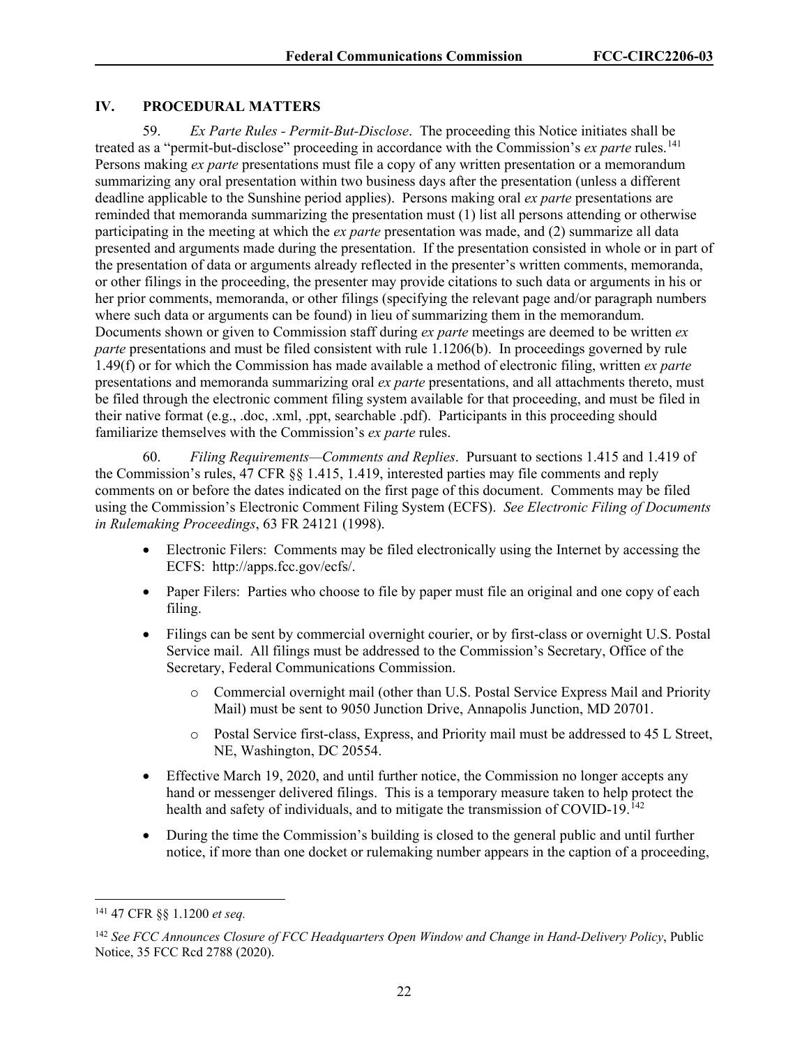## IV. PROCEDURAL MATTERS

59. *Ex Parte Rules - Permit-But-Disclose*. The proceeding this Notice initiates shall be treated as a "permit-but-disclose" proceeding in accordance with the Commission's *ex parte* rules.[141] Persons making *ex parte* presentations must file a copy of any written presentation or a memorandum summarizing any oral presentation within two business days after the presentation (unless a different deadline applicable to the Sunshine period applies). Persons making oral *ex parte* presentations are reminded that memoranda summarizing the presentation must (1) list all persons attending or otherwise participating in the meeting at which the *ex parte* presentation was made, and (2) summarize all data presented and arguments made during the presentation. If the presentation consisted in whole or in part of the presentation of data or arguments already reflected in the presenter's written comments, memoranda, or other filings in the proceeding, the presenter may provide citations to such data or arguments in his or her prior comments, memoranda, or other filings (specifying the relevant page and/or paragraph numbers where such data or arguments can be found) in lieu of summarizing them in the memorandum. Documents shown or given to Commission staff during *ex parte* meetings are deemed to be written *ex parte* presentations and must be filed consistent with rule 1.1206(b). In proceedings governed by rule 1.49(f) or for which the Commission has made available a method of electronic filing, written *ex parte* presentations and memoranda summarizing oral *ex parte* presentations, and all attachments thereto, must be filed through the electronic comment filing system available for that proceeding, and must be filed in their native format (e.g., .doc, .xml, .ppt, searchable .pdf). Participants in this proceeding should familiarize themselves with the Commission's *ex parte* rules.

60. *Filing Requirements—Comments and Replies*. Pursuant to sections 1.415 and 1.419 of the Commission's rules, 47 CFR §§ 1.415, 1.419, interested parties may file comments and reply comments on or before the dates indicated on the first page of this document. Comments may be filed using the Commission's Electronic Comment Filing System (ECFS). *See Electronic Filing of Documents in Rulemaking Proceedings*, 63 FR 24121 (1998).

- Electronic Filers: Comments may be filed electronically using the Internet by accessing the ECFS: http://apps.fcc.gov/ecfs/.
- Paper Filers: Parties who choose to file by paper must file an original and one copy of each filing.
- Filings can be sent by commercial overnight courier, or by first-class or overnight U.S. Postal Service mail. All filings must be addressed to the Commission's Secretary, Office of the Secretary, Federal Communications Commission.
  - Commercial overnight mail (other than U.S. Postal Service Express Mail and Priority Mail) must be sent to 9050 Junction Drive, Annapolis Junction, MD 20701.
  - Postal Service first-class, Express, and Priority mail must be addressed to 45 L Street, NE, Washington, DC 20554.
- Effective March 19, 2020, and until further notice, the Commission no longer accepts any hand or messenger delivered filings. This is a temporary measure taken to help protect the health and safety of individuals, and to mitigate the transmission of COVID-19.[142]
- During the time the Commission's building is closed to the general public and until further notice, if more than one docket or rulemaking number appears in the caption of a proceeding,

---

[141] 47 CFR §§ 1.1200 *et seq.*

[142] *See FCC Announces Closure of FCC Headquarters Open Window and Change in Hand-Delivery Policy*, Public Notice, 35 FCC Rcd 2788 (2020).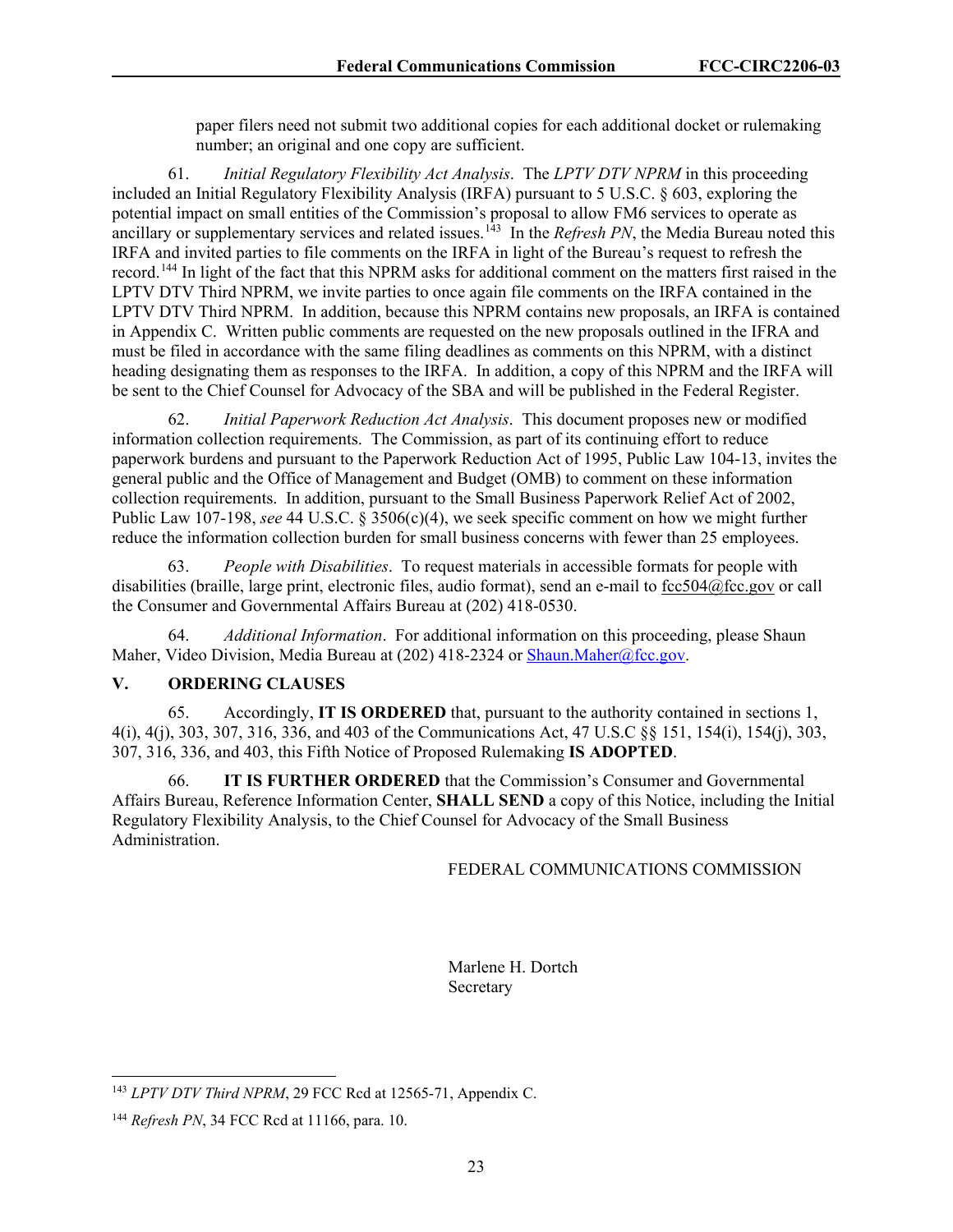paper filers need not submit two additional copies for each additional docket or rulemaking number; an original and one copy are sufficient.

61. *Initial Regulatory Flexibility Act Analysis*. The *LPTV DTV NPRM* in this proceeding included an Initial Regulatory Flexibility Analysis (IRFA) pursuant to 5 U.S.C. § 603, exploring the potential impact on small entities of the Commission's proposal to allow FM6 services to operate as ancillary or supplementary services and related issues.[143] In the *Refresh PN*, the Media Bureau noted this IRFA and invited parties to file comments on the IRFA in light of the Bureau's request to refresh the record.[144] In light of the fact that this NPRM asks for additional comment on the matters first raised in the LPTV DTV Third NPRM, we invite parties to once again file comments on the IRFA contained in the LPTV DTV Third NPRM. In addition, because this NPRM contains new proposals, an IRFA is contained in Appendix C. Written public comments are requested on the new proposals outlined in the IFRA and must be filed in accordance with the same filing deadlines as comments on this NPRM, with a distinct heading designating them as responses to the IRFA. In addition, a copy of this NPRM and the IRFA will be sent to the Chief Counsel for Advocacy of the SBA and will be published in the Federal Register.

62. *Initial Paperwork Reduction Act Analysis*. This document proposes new or modified information collection requirements. The Commission, as part of its continuing effort to reduce paperwork burdens and pursuant to the Paperwork Reduction Act of 1995, Public Law 104-13, invites the general public and the Office of Management and Budget (OMB) to comment on these information collection requirements. In addition, pursuant to the Small Business Paperwork Relief Act of 2002, Public Law 107-198, *see* 44 U.S.C. § 3506(c)(4), we seek specific comment on how we might further reduce the information collection burden for small business concerns with fewer than 25 employees.

63. *People with Disabilities*. To request materials in accessible formats for people with disabilities (braille, large print, electronic files, audio format), send an e-mail to fcc504@fcc.gov or call the Consumer and Governmental Affairs Bureau at (202) 418-0530.

64. *Additional Information*. For additional information on this proceeding, please Shaun Maher, Video Division, Media Bureau at (202) 418-2324 or Shaun.Maher@fcc.gov.

## V. ORDERING CLAUSES

65. Accordingly, **IT IS ORDERED** that, pursuant to the authority contained in sections 1, 4(i), 4(j), 303, 307, 316, 336, and 403 of the Communications Act, 47 U.S.C §§ 151, 154(i), 154(j), 303, 307, 316, 336, and 403, this Fifth Notice of Proposed Rulemaking **IS ADOPTED**.

66. **IT IS FURTHER ORDERED** that the Commission's Consumer and Governmental Affairs Bureau, Reference Information Center, **SHALL SEND** a copy of this Notice, including the Initial Regulatory Flexibility Analysis, to the Chief Counsel for Advocacy of the Small Business Administration.

FEDERAL COMMUNICATIONS COMMISSION

Marlene H. Dortch
Secretary

---

[143] *LPTV DTV Third NPRM*, 29 FCC Rcd at 12565-71, Appendix C.

[144] *Refresh PN*, 34 FCC Rcd at 11166, para. 10.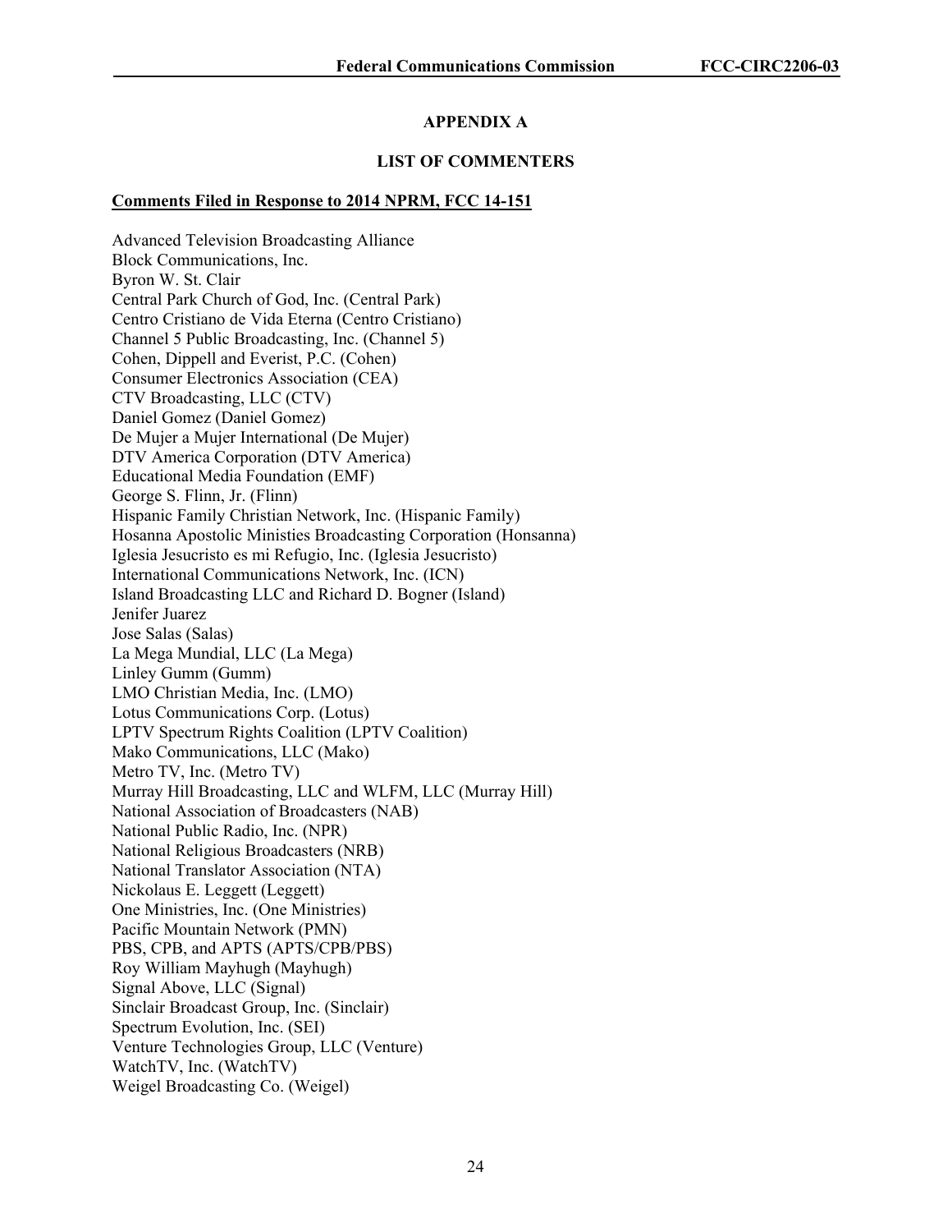# APPENDIX A

## LIST OF COMMENTERS

**Comments Filed in Response to 2014 NPRM, FCC 14-151**

Advanced Television Broadcasting Alliance
Block Communications, Inc.
Byron W. St. Clair
Central Park Church of God, Inc. (Central Park)
Centro Cristiano de Vida Eterna (Centro Cristiano)
Channel 5 Public Broadcasting, Inc. (Channel 5)
Cohen, Dippell and Everist, P.C. (Cohen)
Consumer Electronics Association (CEA)
CTV Broadcasting, LLC (CTV)
Daniel Gomez (Daniel Gomez)
De Mujer a Mujer International (De Mujer)
DTV America Corporation (DTV America)
Educational Media Foundation (EMF)
George S. Flinn, Jr. (Flinn)
Hispanic Family Christian Network, Inc. (Hispanic Family)
Hosanna Apostolic Ministies Broadcasting Corporation (Honsanna)
Iglesia Jesucristo es mi Refugio, Inc. (Iglesia Jesucristo)
International Communications Network, Inc. (ICN)
Island Broadcasting LLC and Richard D. Bogner (Island)
Jenifer Juarez
Jose Salas (Salas)
La Mega Mundial, LLC (La Mega)
Linley Gumm (Gumm)
LMO Christian Media, Inc. (LMO)
Lotus Communications Corp. (Lotus)
LPTV Spectrum Rights Coalition (LPTV Coalition)
Mako Communications, LLC (Mako)
Metro TV, Inc. (Metro TV)
Murray Hill Broadcasting, LLC and WLFM, LLC (Murray Hill)
National Association of Broadcasters (NAB)
National Public Radio, Inc. (NPR)
National Religious Broadcasters (NRB)
National Translator Association (NTA)
Nickolaus E. Leggett (Leggett)
One Ministries, Inc. (One Ministries)
Pacific Mountain Network (PMN)
PBS, CPB, and APTS (APTS/CPB/PBS)
Roy William Mayhugh (Mayhugh)
Signal Above, LLC (Signal)
Sinclair Broadcast Group, Inc. (Sinclair)
Spectrum Evolution, Inc. (SEI)
Venture Technologies Group, LLC (Venture)
WatchTV, Inc. (WatchTV)
Weigel Broadcasting Co. (Weigel)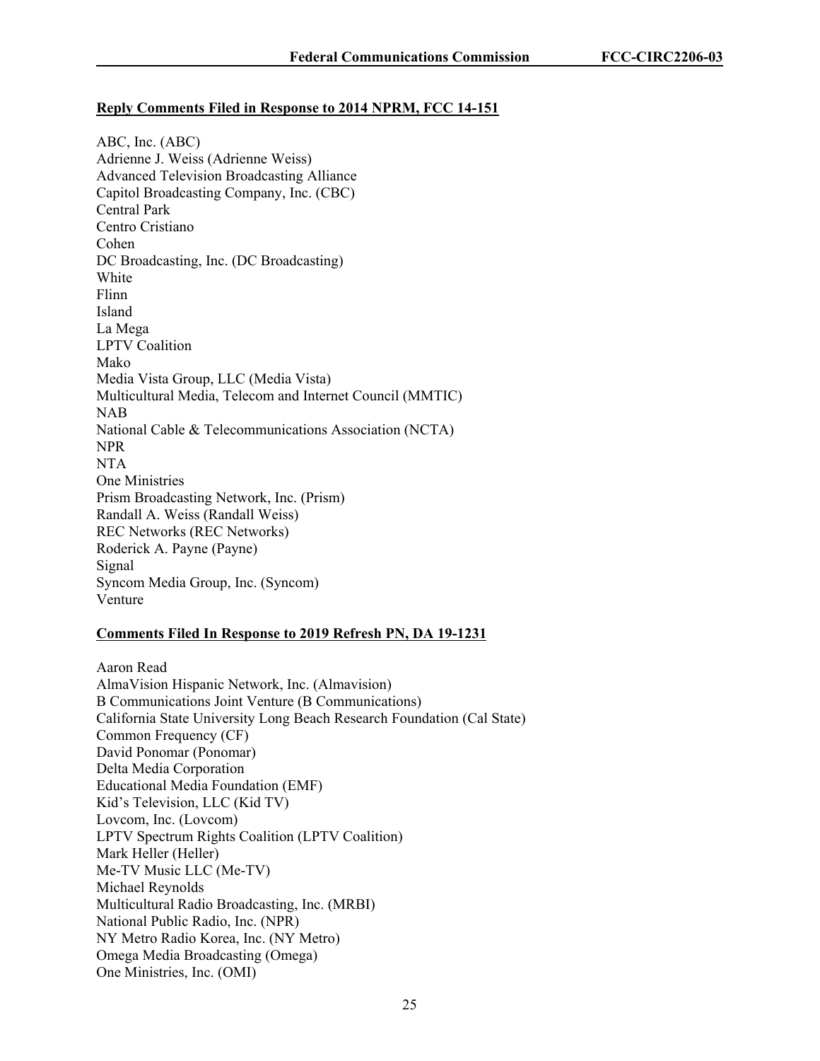**Reply Comments Filed in Response to 2014 NPRM, FCC 14-151**

ABC, Inc. (ABC)
Adrienne J. Weiss (Adrienne Weiss)
Advanced Television Broadcasting Alliance
Capitol Broadcasting Company, Inc. (CBC)
Central Park
Centro Cristiano
Cohen
DC Broadcasting, Inc. (DC Broadcasting)
White
Flinn
Island
La Mega
LPTV Coalition
Mako
Media Vista Group, LLC (Media Vista)
Multicultural Media, Telecom and Internet Council (MMTIC)
NAB
National Cable & Telecommunications Association (NCTA)
NPR
NTA
One Ministries
Prism Broadcasting Network, Inc. (Prism)
Randall A. Weiss (Randall Weiss)
REC Networks (REC Networks)
Roderick A. Payne (Payne)
Signal
Syncom Media Group, Inc. (Syncom)
Venture

**Comments Filed In Response to 2019 Refresh PN, DA 19-1231**

Aaron Read
AlmaVision Hispanic Network, Inc. (Almavision)
B Communications Joint Venture (B Communications)
California State University Long Beach Research Foundation (Cal State)
Common Frequency (CF)
David Ponomar (Ponomar)
Delta Media Corporation
Educational Media Foundation (EMF)
Kid's Television, LLC (Kid TV)
Lovcom, Inc. (Lovcom)
LPTV Spectrum Rights Coalition (LPTV Coalition)
Mark Heller (Heller)
Me-TV Music LLC (Me-TV)
Michael Reynolds
Multicultural Radio Broadcasting, Inc. (MRBI)
National Public Radio, Inc. (NPR)
NY Metro Radio Korea, Inc. (NY Metro)
Omega Media Broadcasting (Omega)
One Ministries, Inc. (OMI)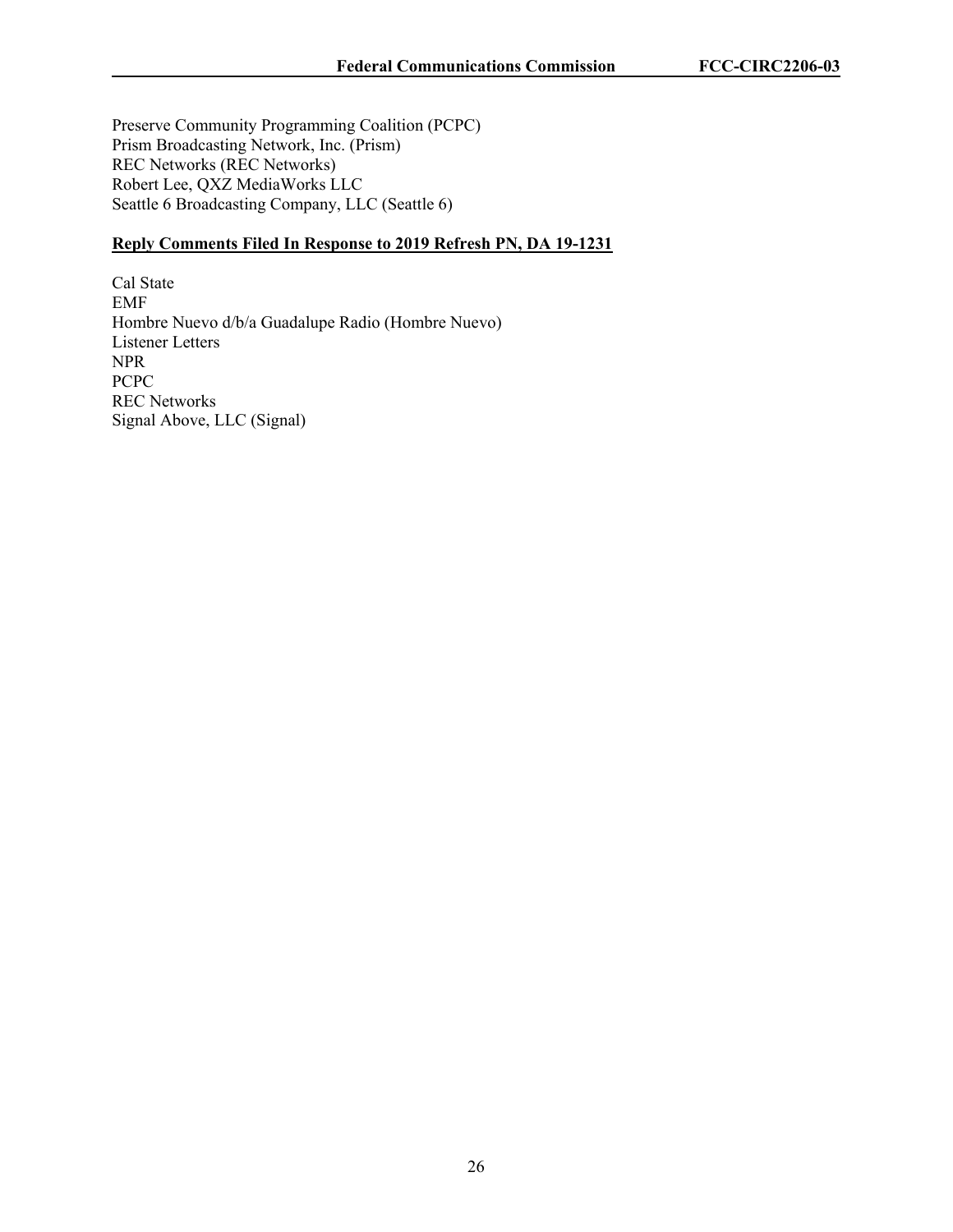Preserve Community Programming Coalition (PCPC)
Prism Broadcasting Network, Inc. (Prism)
REC Networks (REC Networks)
Robert Lee, QXZ MediaWorks LLC
Seattle 6 Broadcasting Company, LLC (Seattle 6)

**Reply Comments Filed In Response to 2019 Refresh PN, DA 19-1231**

Cal State
EMF
Hombre Nuevo d/b/a Guadalupe Radio (Hombre Nuevo)
Listener Letters
NPR
PCPC
REC Networks
Signal Above, LLC (Signal)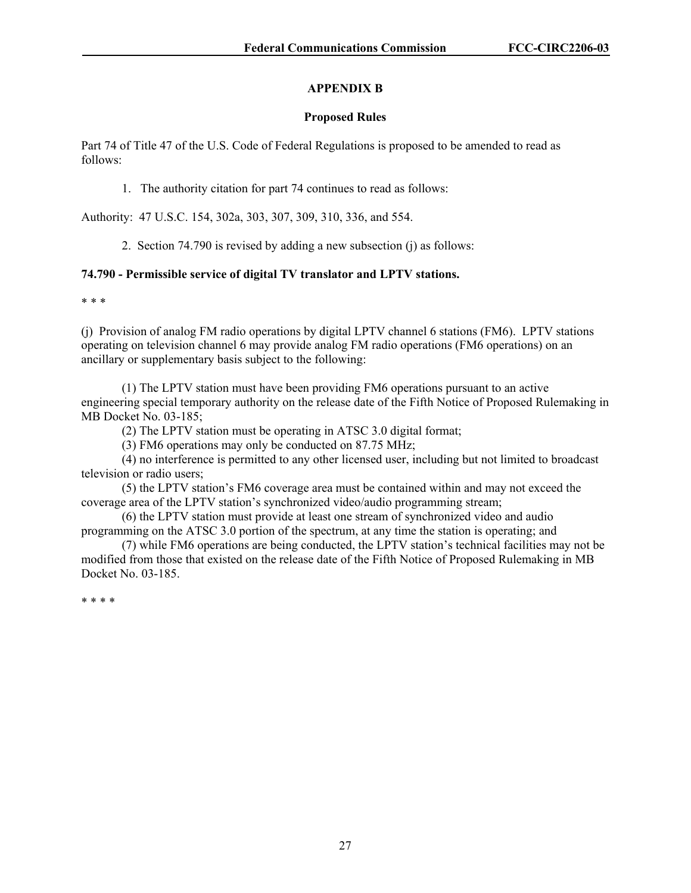## APPENDIX B

### Proposed Rules

Part 74 of Title 47 of the U.S. Code of Federal Regulations is proposed to be amended to read as follows:

1. The authority citation for part 74 continues to read as follows:

Authority: 47 U.S.C. 154, 302a, 303, 307, 309, 310, 336, and 554.

2. Section 74.790 is revised by adding a new subsection (j) as follows:

**74.790 - Permissible service of digital TV translator and LPTV stations.**

\* \* \*

(j) Provision of analog FM radio operations by digital LPTV channel 6 stations (FM6). LPTV stations operating on television channel 6 may provide analog FM radio operations (FM6 operations) on an ancillary or supplementary basis subject to the following:

(1) The LPTV station must have been providing FM6 operations pursuant to an active engineering special temporary authority on the release date of the Fifth Notice of Proposed Rulemaking in MB Docket No. 03-185;

(2) The LPTV station must be operating in ATSC 3.0 digital format;

(3) FM6 operations may only be conducted on 87.75 MHz;

(4) no interference is permitted to any other licensed user, including but not limited to broadcast television or radio users;

(5) the LPTV station's FM6 coverage area must be contained within and may not exceed the coverage area of the LPTV station's synchronized video/audio programming stream;

(6) the LPTV station must provide at least one stream of synchronized video and audio programming on the ATSC 3.0 portion of the spectrum, at any time the station is operating; and

(7) while FM6 operations are being conducted, the LPTV station's technical facilities may not be modified from those that existed on the release date of the Fifth Notice of Proposed Rulemaking in MB Docket No. 03-185.

\* \* \* \*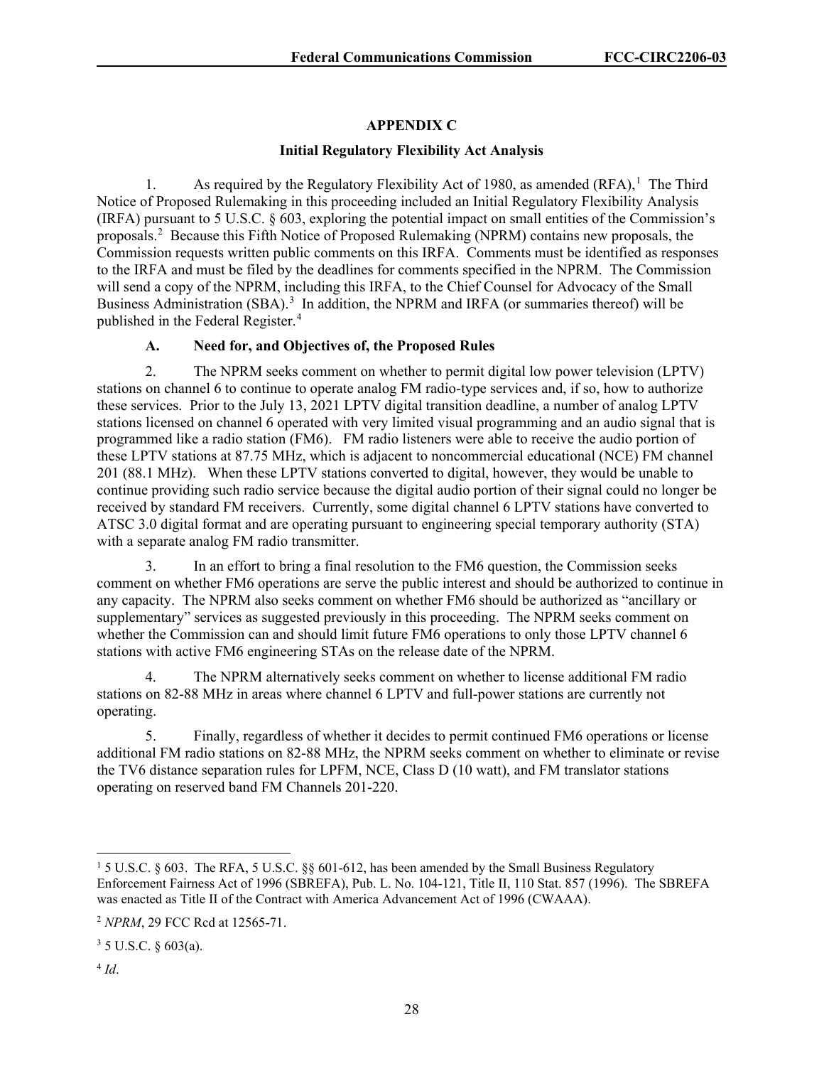## APPENDIX C

### Initial Regulatory Flexibility Act Analysis

1. As required by the Regulatory Flexibility Act of 1980, as amended (RFA),[1] The Third Notice of Proposed Rulemaking in this proceeding included an Initial Regulatory Flexibility Analysis (IRFA) pursuant to 5 U.S.C. § 603, exploring the potential impact on small entities of the Commission's proposals.[2] Because this Fifth Notice of Proposed Rulemaking (NPRM) contains new proposals, the Commission requests written public comments on this IRFA. Comments must be identified as responses to the IRFA and must be filed by the deadlines for comments specified in the NPRM. The Commission will send a copy of the NPRM, including this IRFA, to the Chief Counsel for Advocacy of the Small Business Administration (SBA).[3] In addition, the NPRM and IRFA (or summaries thereof) will be published in the Federal Register.[4]

#### A. Need for, and Objectives of, the Proposed Rules

2. The NPRM seeks comment on whether to permit digital low power television (LPTV) stations on channel 6 to continue to operate analog FM radio-type services and, if so, how to authorize these services. Prior to the July 13, 2021 LPTV digital transition deadline, a number of analog LPTV stations licensed on channel 6 operated with very limited visual programming and an audio signal that is programmed like a radio station (FM6). FM radio listeners were able to receive the audio portion of these LPTV stations at 87.75 MHz, which is adjacent to noncommercial educational (NCE) FM channel 201 (88.1 MHz). When these LPTV stations converted to digital, however, they would be unable to continue providing such radio service because the digital audio portion of their signal could no longer be received by standard FM receivers. Currently, some digital channel 6 LPTV stations have converted to ATSC 3.0 digital format and are operating pursuant to engineering special temporary authority (STA) with a separate analog FM radio transmitter.

3. In an effort to bring a final resolution to the FM6 question, the Commission seeks comment on whether FM6 operations are serve the public interest and should be authorized to continue in any capacity. The NPRM also seeks comment on whether FM6 should be authorized as "ancillary or supplementary" services as suggested previously in this proceeding. The NPRM seeks comment on whether the Commission can and should limit future FM6 operations to only those LPTV channel 6 stations with active FM6 engineering STAs on the release date of the NPRM.

4. The NPRM alternatively seeks comment on whether to license additional FM radio stations on 82-88 MHz in areas where channel 6 LPTV and full-power stations are currently not operating.

5. Finally, regardless of whether it decides to permit continued FM6 operations or license additional FM radio stations on 82-88 MHz, the NPRM seeks comment on whether to eliminate or revise the TV6 distance separation rules for LPFM, NCE, Class D (10 watt), and FM translator stations operating on reserved band FM Channels 201-220.

---

[1] 5 U.S.C. § 603. The RFA, 5 U.S.C. §§ 601-612, has been amended by the Small Business Regulatory Enforcement Fairness Act of 1996 (SBREFA), Pub. L. No. 104-121, Title II, 110 Stat. 857 (1996). The SBREFA was enacted as Title II of the Contract with America Advancement Act of 1996 (CWAAA).

[2] *NPRM*, 29 FCC Rcd at 12565-71.

[3] 5 U.S.C. § 603(a).

[4] *Id*.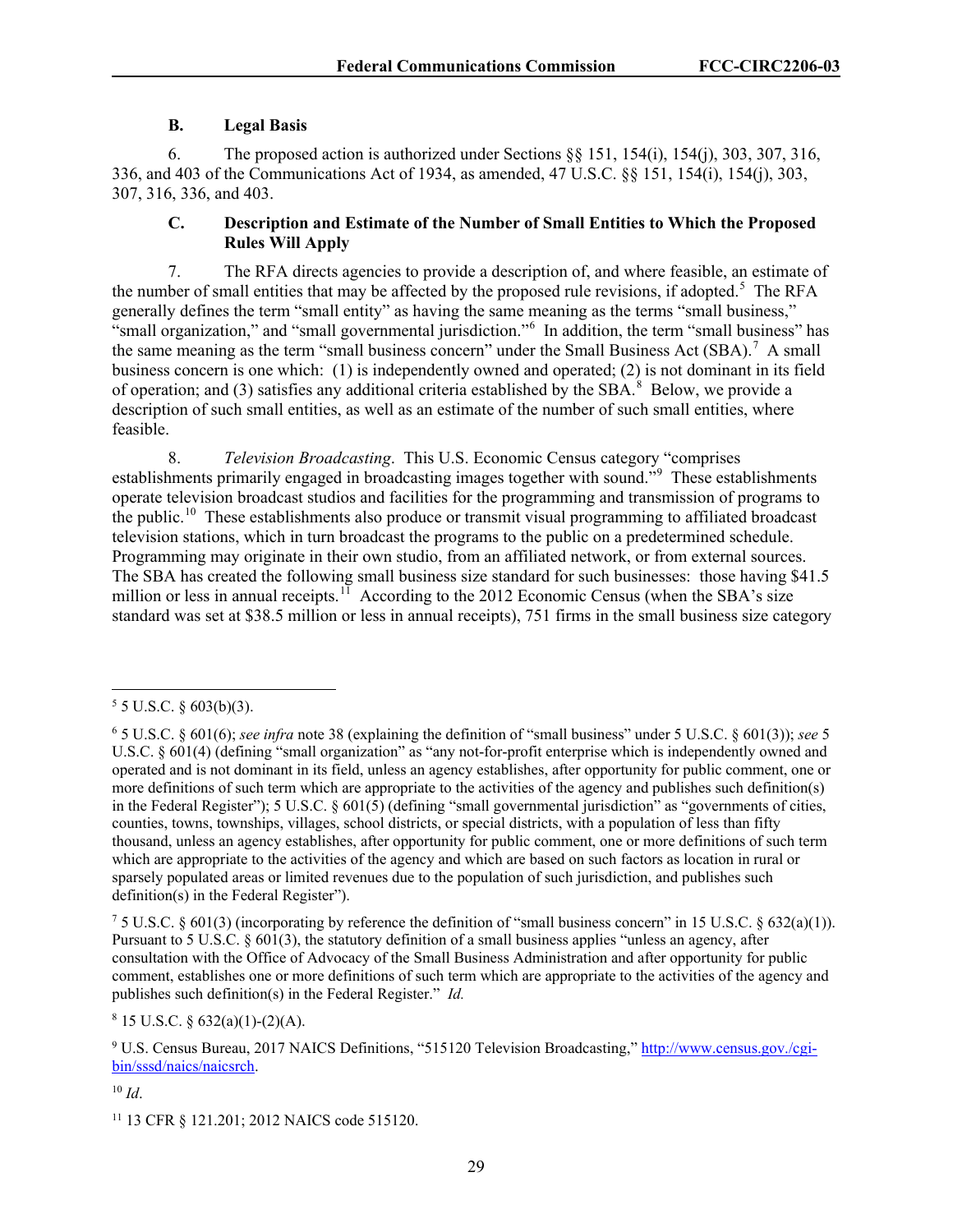### B. Legal Basis

6. The proposed action is authorized under Sections §§ 151, 154(i), 154(j), 303, 307, 316, 336, and 403 of the Communications Act of 1934, as amended, 47 U.S.C. §§ 151, 154(i), 154(j), 303, 307, 316, 336, and 403.

### C. Description and Estimate of the Number of Small Entities to Which the Proposed Rules Will Apply

7. The RFA directs agencies to provide a description of, and where feasible, an estimate of the number of small entities that may be affected by the proposed rule revisions, if adopted.[5] The RFA generally defines the term "small entity" as having the same meaning as the terms "small business," "small organization," and "small governmental jurisdiction."[6] In addition, the term "small business" has the same meaning as the term "small business concern" under the Small Business Act (SBA).[7] A small business concern is one which: (1) is independently owned and operated; (2) is not dominant in its field of operation; and (3) satisfies any additional criteria established by the SBA.[8] Below, we provide a description of such small entities, as well as an estimate of the number of such small entities, where feasible.

8. *Television Broadcasting*. This U.S. Economic Census category "comprises establishments primarily engaged in broadcasting images together with sound."[9] These establishments operate television broadcast studios and facilities for the programming and transmission of programs to the public.[10] These establishments also produce or transmit visual programming to affiliated broadcast television stations, which in turn broadcast the programs to the public on a predetermined schedule. Programming may originate in their own studio, from an affiliated network, or from external sources. The SBA has created the following small business size standard for such businesses: those having $41.5 million or less in annual receipts.[11] According to the 2012 Economic Census (when the SBA's size standard was set at $38.5 million or less in annual receipts), 751 firms in the small business size category

---

[5] 5 U.S.C. § 603(b)(3).

[6] 5 U.S.C. § 601(6); *see infra* note 38 (explaining the definition of "small business" under 5 U.S.C. § 601(3)); *see* 5 U.S.C. § 601(4) (defining "small organization" as "any not-for-profit enterprise which is independently owned and operated and is not dominant in its field, unless an agency establishes, after opportunity for public comment, one or more definitions of such term which are appropriate to the activities of the agency and publishes such definition(s) in the Federal Register"); 5 U.S.C. § 601(5) (defining "small governmental jurisdiction" as "governments of cities, counties, towns, townships, villages, school districts, or special districts, with a population of less than fifty thousand, unless an agency establishes, after opportunity for public comment, one or more definitions of such term which are appropriate to the activities of the agency and which are based on such factors as location in rural or sparsely populated areas or limited revenues due to the population of such jurisdiction, and publishes such definition(s) in the Federal Register").

[7] 5 U.S.C. § 601(3) (incorporating by reference the definition of "small business concern" in 15 U.S.C. § 632(a)(1)). Pursuant to 5 U.S.C. § 601(3), the statutory definition of a small business applies "unless an agency, after consultation with the Office of Advocacy of the Small Business Administration and after opportunity for public comment, establishes one or more definitions of such term which are appropriate to the activities of the agency and publishes such definition(s) in the Federal Register." *Id.*

[8] 15 U.S.C. § 632(a)(1)-(2)(A).

[9] U.S. Census Bureau, 2017 NAICS Definitions, "515120 Television Broadcasting," http://www.census.gov./cgi-bin/sssd/naics/naicsrch.

[10] *Id*.

[11] 13 CFR § 121.201; 2012 NAICS code 515120.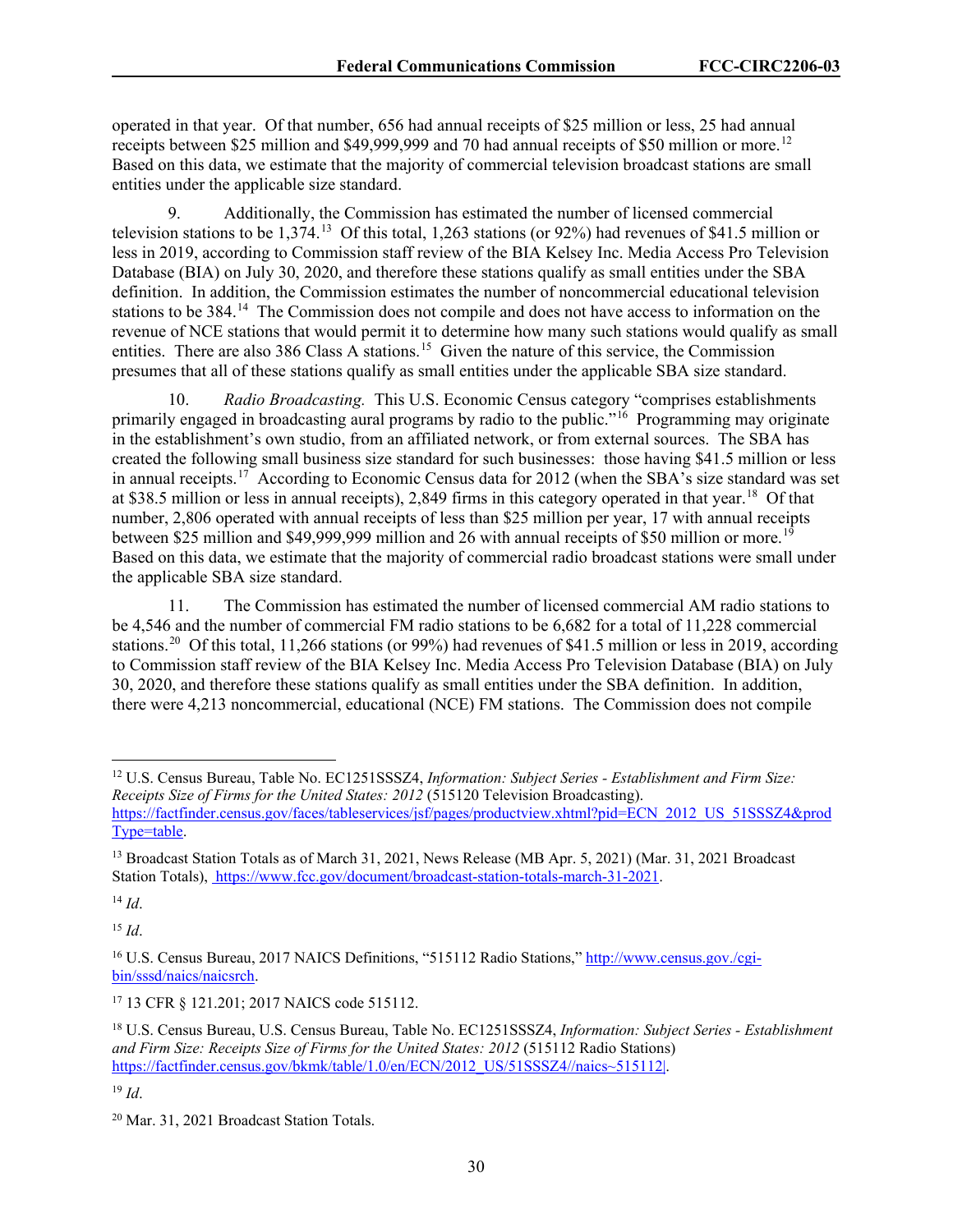operated in that year. Of that number, 656 had annual receipts of $25 million or less, 25 had annual receipts between $25 million and $49,999,999 and 70 had annual receipts of $50 million or more.[12] Based on this data, we estimate that the majority of commercial television broadcast stations are small entities under the applicable size standard.

9. Additionally, the Commission has estimated the number of licensed commercial television stations to be 1,374.[13] Of this total, 1,263 stations (or 92%) had revenues of $41.5 million or less in 2019, according to Commission staff review of the BIA Kelsey Inc. Media Access Pro Television Database (BIA) on July 30, 2020, and therefore these stations qualify as small entities under the SBA definition. In addition, the Commission estimates the number of noncommercial educational television stations to be 384.[14] The Commission does not compile and does not have access to information on the revenue of NCE stations that would permit it to determine how many such stations would qualify as small entities. There are also 386 Class A stations.[15] Given the nature of this service, the Commission presumes that all of these stations qualify as small entities under the applicable SBA size standard.

10. *Radio Broadcasting.* This U.S. Economic Census category "comprises establishments primarily engaged in broadcasting aural programs by radio to the public."[16] Programming may originate in the establishment's own studio, from an affiliated network, or from external sources. The SBA has created the following small business size standard for such businesses: those having $41.5 million or less in annual receipts.[17] According to Economic Census data for 2012 (when the SBA's size standard was set at $38.5 million or less in annual receipts), 2,849 firms in this category operated in that year.[18] Of that number, 2,806 operated with annual receipts of less than $25 million per year, 17 with annual receipts between $25 million and $49,999,999 million and 26 with annual receipts of $50 million or more.[19] Based on this data, we estimate that the majority of commercial radio broadcast stations were small under the applicable SBA size standard.

11. The Commission has estimated the number of licensed commercial AM radio stations to be 4,546 and the number of commercial FM radio stations to be 6,682 for a total of 11,228 commercial stations.[20] Of this total, 11,266 stations (or 99%) had revenues of $41.5 million or less in 2019, according to Commission staff review of the BIA Kelsey Inc. Media Access Pro Television Database (BIA) on July 30, 2020, and therefore these stations qualify as small entities under the SBA definition. In addition, there were 4,213 noncommercial, educational (NCE) FM stations. The Commission does not compile

---

[12] U.S. Census Bureau, Table No. EC1251SSSZ4, *Information: Subject Series - Establishment and Firm Size: Receipts Size of Firms for the United States: 2012* (515120 Television Broadcasting). https://factfinder.census.gov/faces/tableservices/jsf/pages/productview.xhtml?pid=ECN_2012_US_51SSSZ4&prodType=table.

[13] Broadcast Station Totals as of March 31, 2021, News Release (MB Apr. 5, 2021) (Mar. 31, 2021 Broadcast Station Totals), https://www.fcc.gov/document/broadcast-station-totals-march-31-2021.

[14] *Id*.

[15] *Id*.

[16] U.S. Census Bureau, 2017 NAICS Definitions, "515112 Radio Stations," http://www.census.gov./cgi-bin/sssd/naics/naicsrch.

[17] 13 CFR § 121.201; 2017 NAICS code 515112.

[18] U.S. Census Bureau, U.S. Census Bureau, Table No. EC1251SSSZ4, *Information: Subject Series - Establishment and Firm Size: Receipts Size of Firms for the United States: 2012* (515112 Radio Stations) https://factfinder.census.gov/bkmk/table/1.0/en/ECN/2012_US/51SSSZ4//naics~515112|.

[19] *Id*.

[20] Mar. 31, 2021 Broadcast Station Totals.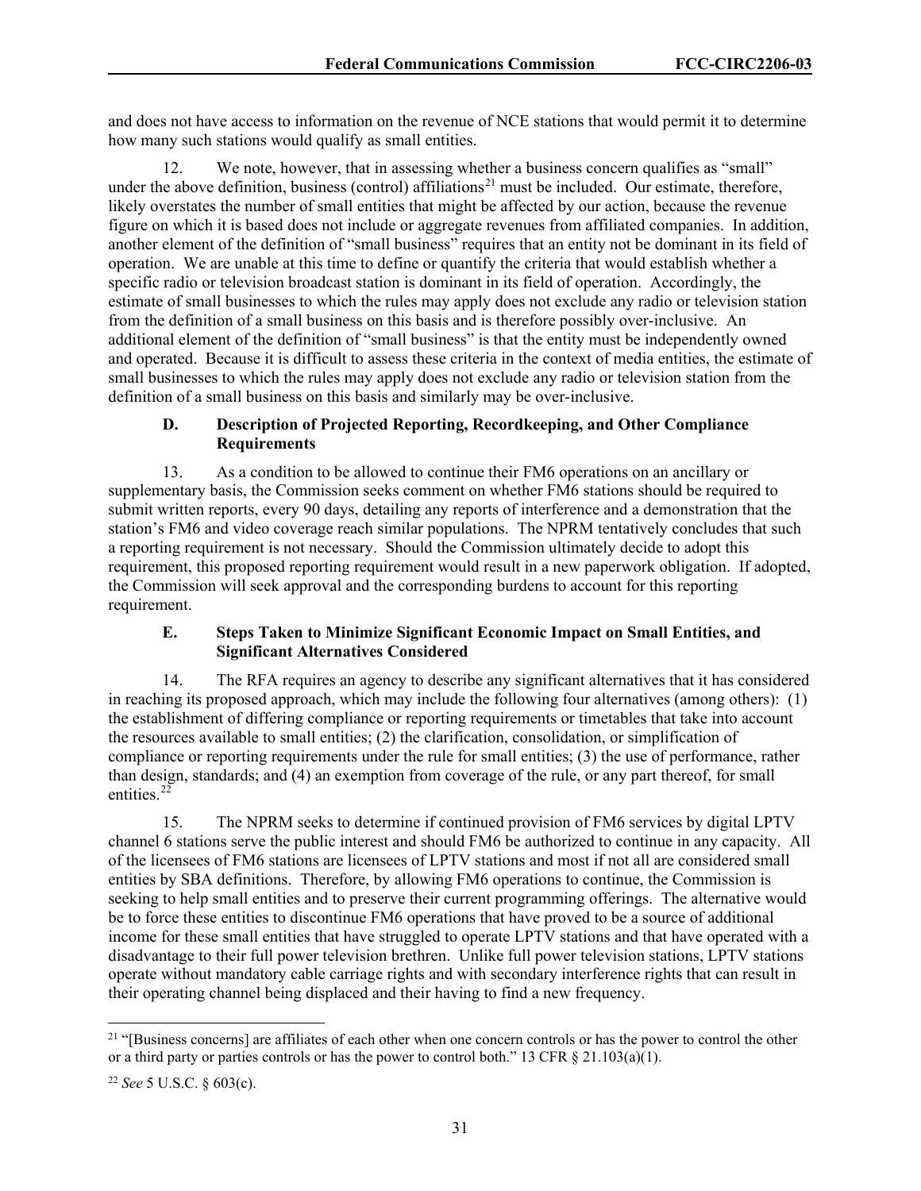and does not have access to information on the revenue of NCE stations that would permit it to determine how many such stations would qualify as small entities.

12. We note, however, that in assessing whether a business concern qualifies as "small" under the above definition, business (control) affiliations[21] must be included. Our estimate, therefore, likely overstates the number of small entities that might be affected by our action, because the revenue figure on which it is based does not include or aggregate revenues from affiliated companies. In addition, another element of the definition of "small business" requires that an entity not be dominant in its field of operation. We are unable at this time to define or quantify the criteria that would establish whether a specific radio or television broadcast station is dominant in its field of operation. Accordingly, the estimate of small businesses to which the rules may apply does not exclude any radio or television station from the definition of a small business on this basis and is therefore possibly over-inclusive. An additional element of the definition of "small business" is that the entity must be independently owned and operated. Because it is difficult to assess these criteria in the context of media entities, the estimate of small businesses to which the rules may apply does not exclude any radio or television station from the definition of a small business on this basis and similarly may be over-inclusive.

### D. Description of Projected Reporting, Recordkeeping, and Other Compliance Requirements

13. As a condition to be allowed to continue their FM6 operations on an ancillary or supplementary basis, the Commission seeks comment on whether FM6 stations should be required to submit written reports, every 90 days, detailing any reports of interference and a demonstration that the station's FM6 and video coverage reach similar populations. The NPRM tentatively concludes that such a reporting requirement is not necessary. Should the Commission ultimately decide to adopt this requirement, this proposed reporting requirement would result in a new paperwork obligation. If adopted, the Commission will seek approval and the corresponding burdens to account for this reporting requirement.

### E. Steps Taken to Minimize Significant Economic Impact on Small Entities, and Significant Alternatives Considered

14. The RFA requires an agency to describe any significant alternatives that it has considered in reaching its proposed approach, which may include the following four alternatives (among others): (1) the establishment of differing compliance or reporting requirements or timetables that take into account the resources available to small entities; (2) the clarification, consolidation, or simplification of compliance or reporting requirements under the rule for small entities; (3) the use of performance, rather than design, standards; and (4) an exemption from coverage of the rule, or any part thereof, for small entities.[22]

15. The NPRM seeks to determine if continued provision of FM6 services by digital LPTV channel 6 stations serve the public interest and should FM6 be authorized to continue in any capacity. All of the licensees of FM6 stations are licensees of LPTV stations and most if not all are considered small entities by SBA definitions. Therefore, by allowing FM6 operations to continue, the Commission is seeking to help small entities and to preserve their current programming offerings. The alternative would be to force these entities to discontinue FM6 operations that have proved to be a source of additional income for these small entities that have struggled to operate LPTV stations and that have operated with a disadvantage to their full power television brethren. Unlike full power television stations, LPTV stations operate without mandatory cable carriage rights and with secondary interference rights that can result in their operating channel being displaced and their having to find a new frequency.

---

[21] "[Business concerns] are affiliates of each other when one concern controls or has the power to control the other or a third party or parties controls or has the power to control both." 13 CFR § 21.103(a)(1).

[22] *See* 5 U.S.C. § 603(c).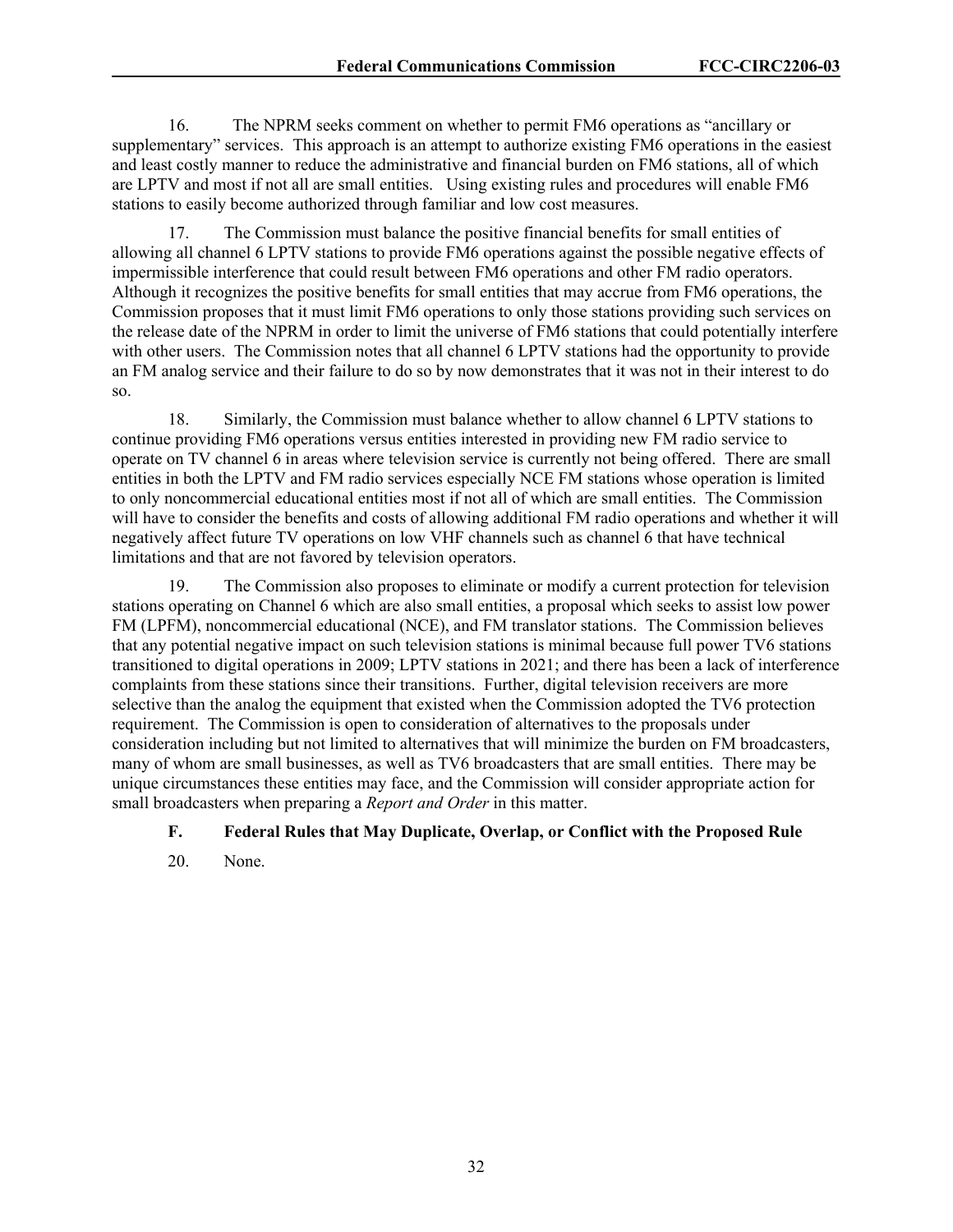16. The NPRM seeks comment on whether to permit FM6 operations as "ancillary or supplementary" services. This approach is an attempt to authorize existing FM6 operations in the easiest and least costly manner to reduce the administrative and financial burden on FM6 stations, all of which are LPTV and most if not all are small entities. Using existing rules and procedures will enable FM6 stations to easily become authorized through familiar and low cost measures.

17. The Commission must balance the positive financial benefits for small entities of allowing all channel 6 LPTV stations to provide FM6 operations against the possible negative effects of impermissible interference that could result between FM6 operations and other FM radio operators. Although it recognizes the positive benefits for small entities that may accrue from FM6 operations, the Commission proposes that it must limit FM6 operations to only those stations providing such services on the release date of the NPRM in order to limit the universe of FM6 stations that could potentially interfere with other users. The Commission notes that all channel 6 LPTV stations had the opportunity to provide an FM analog service and their failure to do so by now demonstrates that it was not in their interest to do so.

18. Similarly, the Commission must balance whether to allow channel 6 LPTV stations to continue providing FM6 operations versus entities interested in providing new FM radio service to operate on TV channel 6 in areas where television service is currently not being offered. There are small entities in both the LPTV and FM radio services especially NCE FM stations whose operation is limited to only noncommercial educational entities most if not all of which are small entities. The Commission will have to consider the benefits and costs of allowing additional FM radio operations and whether it will negatively affect future TV operations on low VHF channels such as channel 6 that have technical limitations and that are not favored by television operators.

19. The Commission also proposes to eliminate or modify a current protection for television stations operating on Channel 6 which are also small entities, a proposal which seeks to assist low power FM (LPFM), noncommercial educational (NCE), and FM translator stations. The Commission believes that any potential negative impact on such television stations is minimal because full power TV6 stations transitioned to digital operations in 2009; LPTV stations in 2021; and there has been a lack of interference complaints from these stations since their transitions. Further, digital television receivers are more selective than the analog the equipment that existed when the Commission adopted the TV6 protection requirement. The Commission is open to consideration of alternatives to the proposals under consideration including but not limited to alternatives that will minimize the burden on FM broadcasters, many of whom are small businesses, as well as TV6 broadcasters that are small entities. There may be unique circumstances these entities may face, and the Commission will consider appropriate action for small broadcasters when preparing a *Report and Order* in this matter.

### F. Federal Rules that May Duplicate, Overlap, or Conflict with the Proposed Rule

20. None.